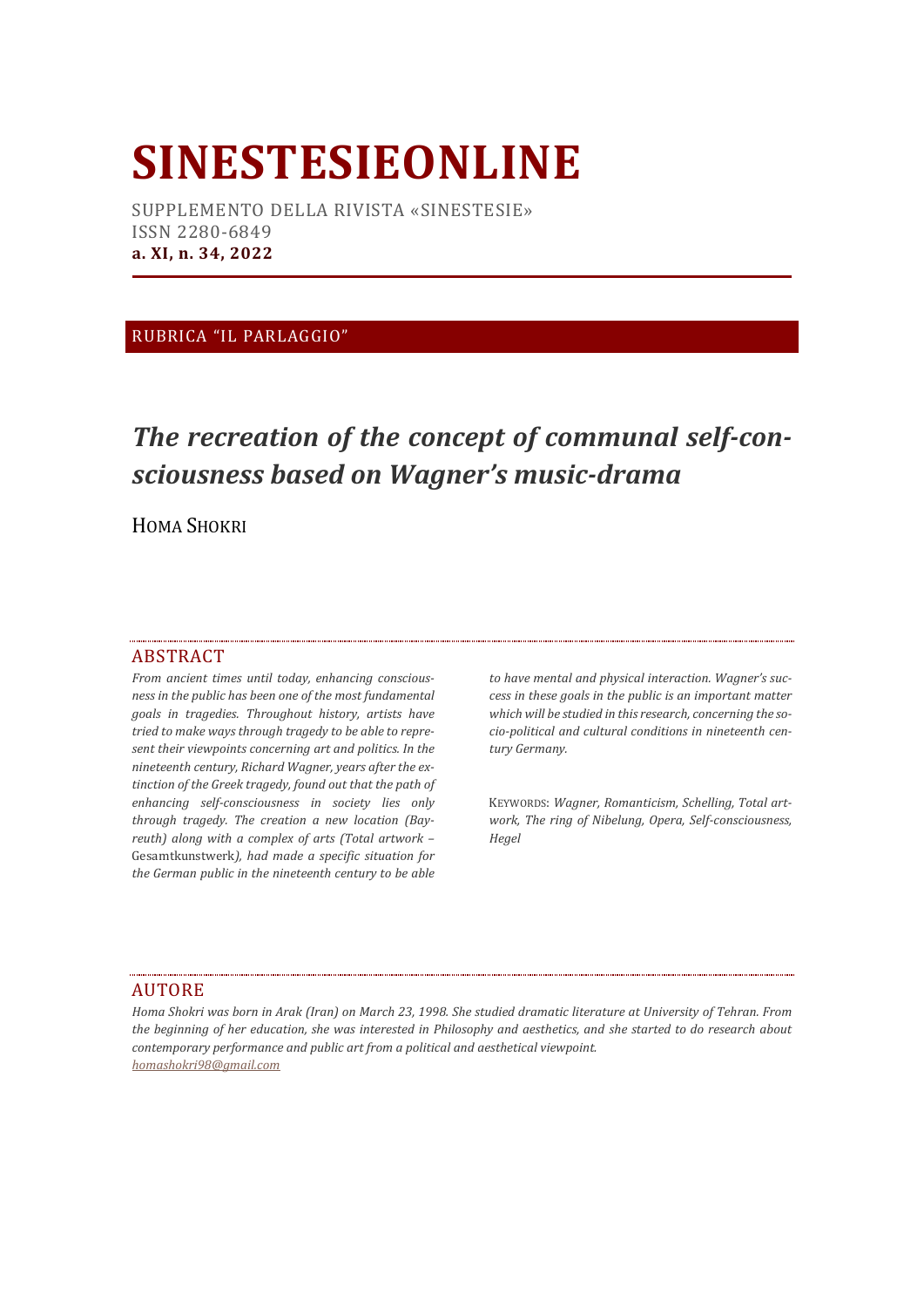# SINESTESIEONLINE

SUPPLEMENTO DELLA RIVISTA «SINESTESIE»
ISSN 2280-6849
**a. XI, n. 34, 2022**

RUBRICA "IL PARLAGGIO"

## *The recreation of the concept of communal self-consciousness based on Wagner's music-drama*

HOMA SHOKRI

### ABSTRACT

*From ancient times until today, enhancing consciousness in the public has been one of the most fundamental goals in tragedies. Throughout history, artists have tried to make ways through tragedy to be able to represent their viewpoints concerning art and politics. In the nineteenth century, Richard Wagner, years after the extinction of the Greek tragedy, found out that the path of enhancing self-consciousness in society lies only through tragedy. The creation a new location (Bayreuth) along with a complex of arts (Total artwork –* Gesamtkunstwerk*), had made a specific situation for the German public in the nineteenth century to be able to have mental and physical interaction. Wagner's success in these goals in the public is an important matter which will be studied in this research, concerning the socio-political and cultural conditions in nineteenth century Germany.*

KEYWORDS: *Wagner, Romanticism, Schelling, Total artwork, The ring of Nibelung, Opera, Self-consciousness, Hegel*

### AUTORE

*Homa Shokri was born in Arak (Iran) on March 23, 1998. She studied dramatic literature at University of Tehran. From the beginning of her education, she was interested in Philosophy and aesthetics, and she started to do research about contemporary performance and public art from a political and aesthetical viewpoint.*
*homashokri98@gmail.com*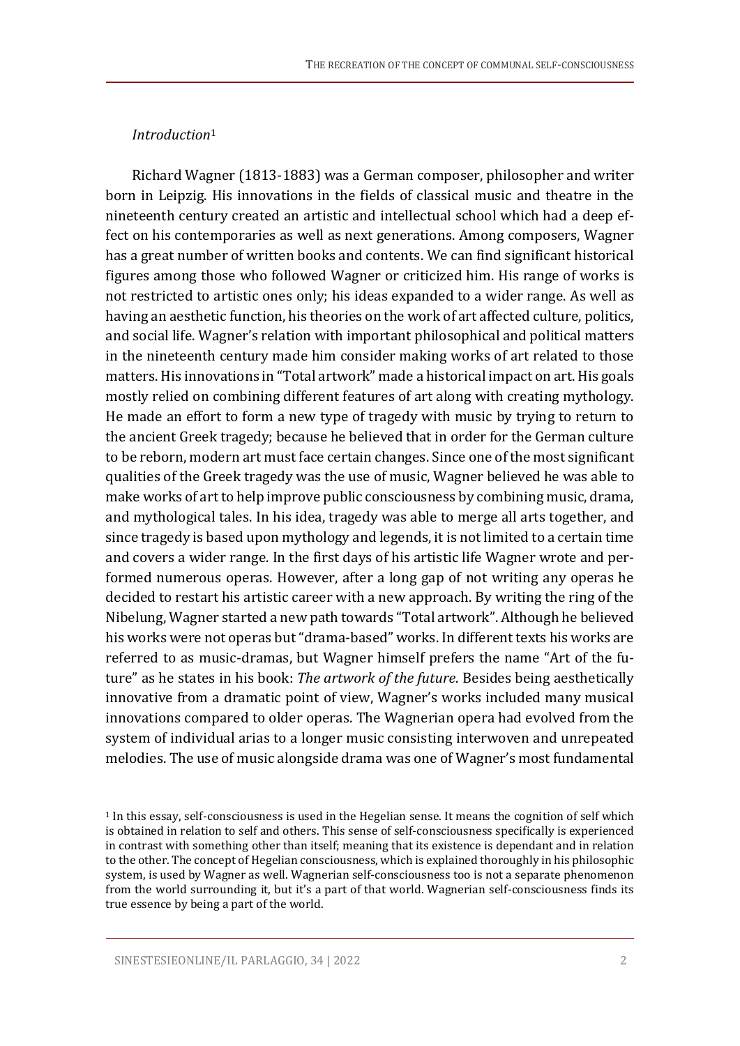*Introduction*[1]

Richard Wagner (1813-1883) was a German composer, philosopher and writer born in Leipzig. His innovations in the fields of classical music and theatre in the nineteenth century created an artistic and intellectual school which had a deep effect on his contemporaries as well as next generations. Among composers, Wagner has a great number of written books and contents. We can find significant historical figures among those who followed Wagner or criticized him. His range of works is not restricted to artistic ones only; his ideas expanded to a wider range. As well as having an aesthetic function, his theories on the work of art affected culture, politics, and social life. Wagner's relation with important philosophical and political matters in the nineteenth century made him consider making works of art related to those matters. His innovations in "Total artwork" made a historical impact on art. His goals mostly relied on combining different features of art along with creating mythology. He made an effort to form a new type of tragedy with music by trying to return to the ancient Greek tragedy; because he believed that in order for the German culture to be reborn, modern art must face certain changes. Since one of the most significant qualities of the Greek tragedy was the use of music, Wagner believed he was able to make works of art to help improve public consciousness by combining music, drama, and mythological tales. In his idea, tragedy was able to merge all arts together, and since tragedy is based upon mythology and legends, it is not limited to a certain time and covers a wider range. In the first days of his artistic life Wagner wrote and performed numerous operas. However, after a long gap of not writing any operas he decided to restart his artistic career with a new approach. By writing the ring of the Nibelung, Wagner started a new path towards "Total artwork". Although he believed his works were not operas but "drama-based" works. In different texts his works are referred to as music-dramas, but Wagner himself prefers the name "Art of the future" as he states in his book: *The artwork of the future*. Besides being aesthetically innovative from a dramatic point of view, Wagner's works included many musical innovations compared to older operas. The Wagnerian opera had evolved from the system of individual arias to a longer music consisting interwoven and unrepeated melodies. The use of music alongside drama was one of Wagner's most fundamental

---

[1] In this essay, self-consciousness is used in the Hegelian sense. It means the cognition of self which is obtained in relation to self and others. This sense of self-consciousness specifically is experienced in contrast with something other than itself; meaning that its existence is dependant and in relation to the other. The concept of Hegelian consciousness, which is explained thoroughly in his philosophic system, is used by Wagner as well. Wagnerian self-consciousness too is not a separate phenomenon from the world surrounding it, but it's a part of that world. Wagnerian self-consciousness finds its true essence by being a part of the world.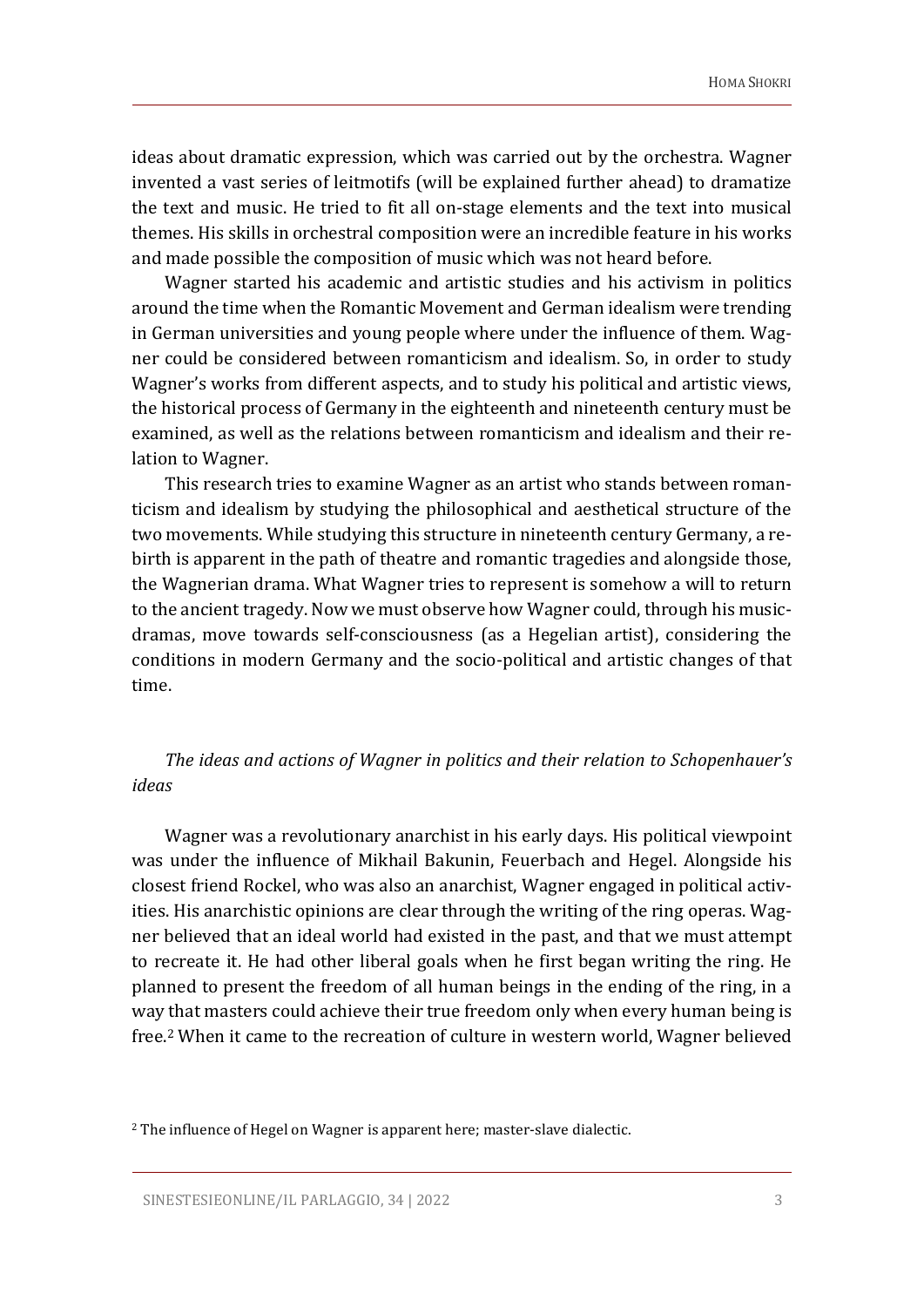ideas about dramatic expression, which was carried out by the orchestra. Wagner invented a vast series of leitmotifs (will be explained further ahead) to dramatize the text and music. He tried to fit all on-stage elements and the text into musical themes. His skills in orchestral composition were an incredible feature in his works and made possible the composition of music which was not heard before.

Wagner started his academic and artistic studies and his activism in politics around the time when the Romantic Movement and German idealism were trending in German universities and young people where under the influence of them. Wagner could be considered between romanticism and idealism. So, in order to study Wagner's works from different aspects, and to study his political and artistic views, the historical process of Germany in the eighteenth and nineteenth century must be examined, as well as the relations between romanticism and idealism and their relation to Wagner.

This research tries to examine Wagner as an artist who stands between romanticism and idealism by studying the philosophical and aesthetical structure of the two movements. While studying this structure in nineteenth century Germany, a rebirth is apparent in the path of theatre and romantic tragedies and alongside those, the Wagnerian drama. What Wagner tries to represent is somehow a will to return to the ancient tragedy. Now we must observe how Wagner could, through his music-dramas, move towards self-consciousness (as a Hegelian artist), considering the conditions in modern Germany and the socio-political and artistic changes of that time.

### *The ideas and actions of Wagner in politics and their relation to Schopenhauer's ideas*

Wagner was a revolutionary anarchist in his early days. His political viewpoint was under the influence of Mikhail Bakunin, Feuerbach and Hegel. Alongside his closest friend Rockel, who was also an anarchist, Wagner engaged in political activities. His anarchistic opinions are clear through the writing of the ring operas. Wagner believed that an ideal world had existed in the past, and that we must attempt to recreate it. He had other liberal goals when he first began writing the ring. He planned to present the freedom of all human beings in the ending of the ring, in a way that masters could achieve their true freedom only when every human being is free.[2] When it came to the recreation of culture in western world, Wagner believed

[2] The influence of Hegel on Wagner is apparent here; master-slave dialectic.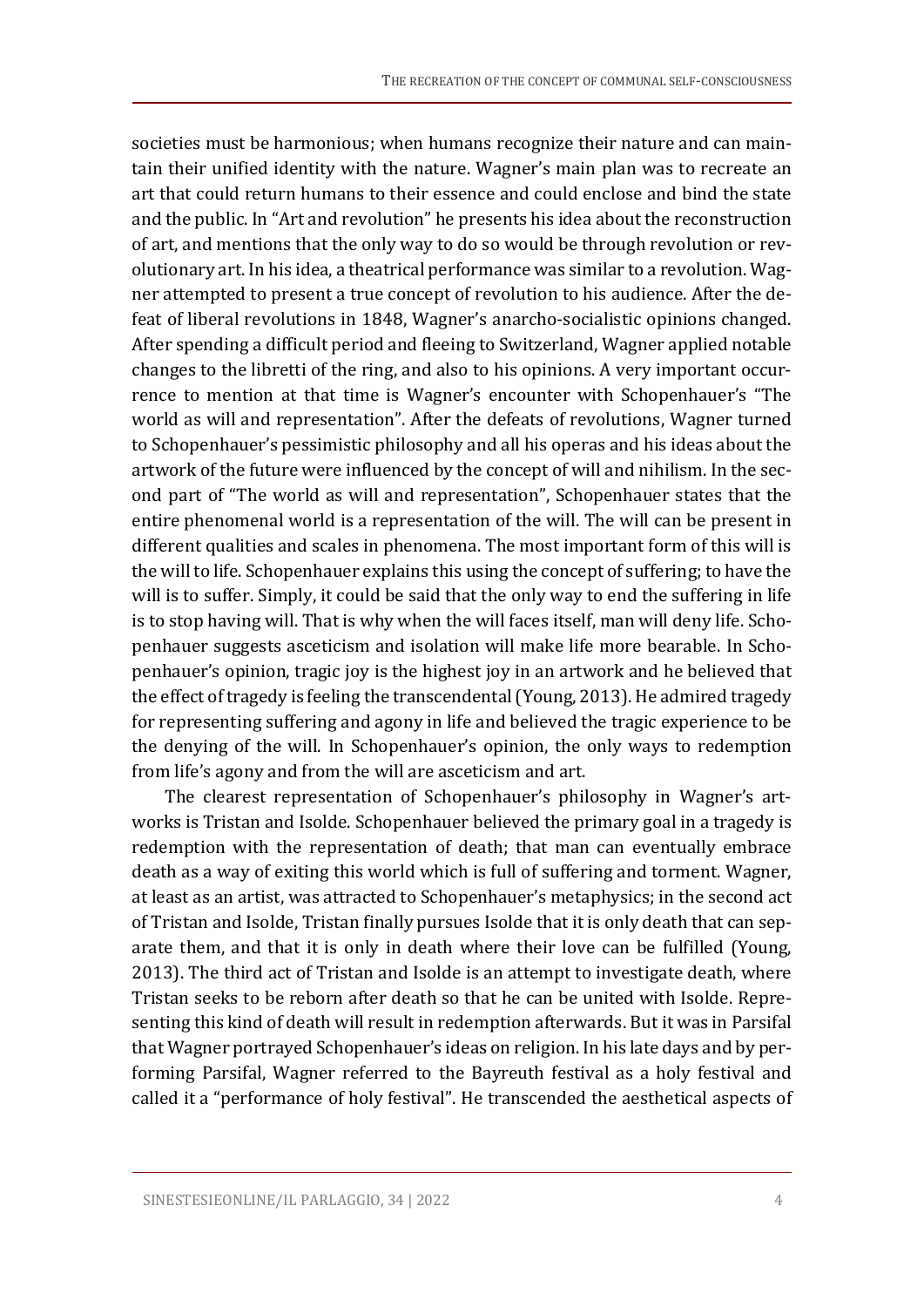societies must be harmonious; when humans recognize their nature and can maintain their unified identity with the nature. Wagner's main plan was to recreate an art that could return humans to their essence and could enclose and bind the state and the public. In "Art and revolution" he presents his idea about the reconstruction of art, and mentions that the only way to do so would be through revolution or revolutionary art. In his idea, a theatrical performance was similar to a revolution. Wagner attempted to present a true concept of revolution to his audience. After the defeat of liberal revolutions in 1848, Wagner's anarcho-socialistic opinions changed. After spending a difficult period and fleeing to Switzerland, Wagner applied notable changes to the libretti of the ring, and also to his opinions. A very important occurrence to mention at that time is Wagner's encounter with Schopenhauer's "The world as will and representation". After the defeats of revolutions, Wagner turned to Schopenhauer's pessimistic philosophy and all his operas and his ideas about the artwork of the future were influenced by the concept of will and nihilism. In the second part of "The world as will and representation", Schopenhauer states that the entire phenomenal world is a representation of the will. The will can be present in different qualities and scales in phenomena. The most important form of this will is the will to life. Schopenhauer explains this using the concept of suffering; to have the will is to suffer. Simply, it could be said that the only way to end the suffering in life is to stop having will. That is why when the will faces itself, man will deny life. Schopenhauer suggests asceticism and isolation will make life more bearable. In Schopenhauer's opinion, tragic joy is the highest joy in an artwork and he believed that the effect of tragedy is feeling the transcendental (Young, 2013). He admired tragedy for representing suffering and agony in life and believed the tragic experience to be the denying of the will. In Schopenhauer's opinion, the only ways to redemption from life's agony and from the will are asceticism and art.

The clearest representation of Schopenhauer's philosophy in Wagner's artworks is Tristan and Isolde. Schopenhauer believed the primary goal in a tragedy is redemption with the representation of death; that man can eventually embrace death as a way of exiting this world which is full of suffering and torment. Wagner, at least as an artist, was attracted to Schopenhauer's metaphysics; in the second act of Tristan and Isolde, Tristan finally pursues Isolde that it is only death that can separate them, and that it is only in death where their love can be fulfilled (Young, 2013). The third act of Tristan and Isolde is an attempt to investigate death, where Tristan seeks to be reborn after death so that he can be united with Isolde. Representing this kind of death will result in redemption afterwards. But it was in Parsifal that Wagner portrayed Schopenhauer's ideas on religion. In his late days and by performing Parsifal, Wagner referred to the Bayreuth festival as a holy festival and called it a "performance of holy festival". He transcended the aesthetical aspects of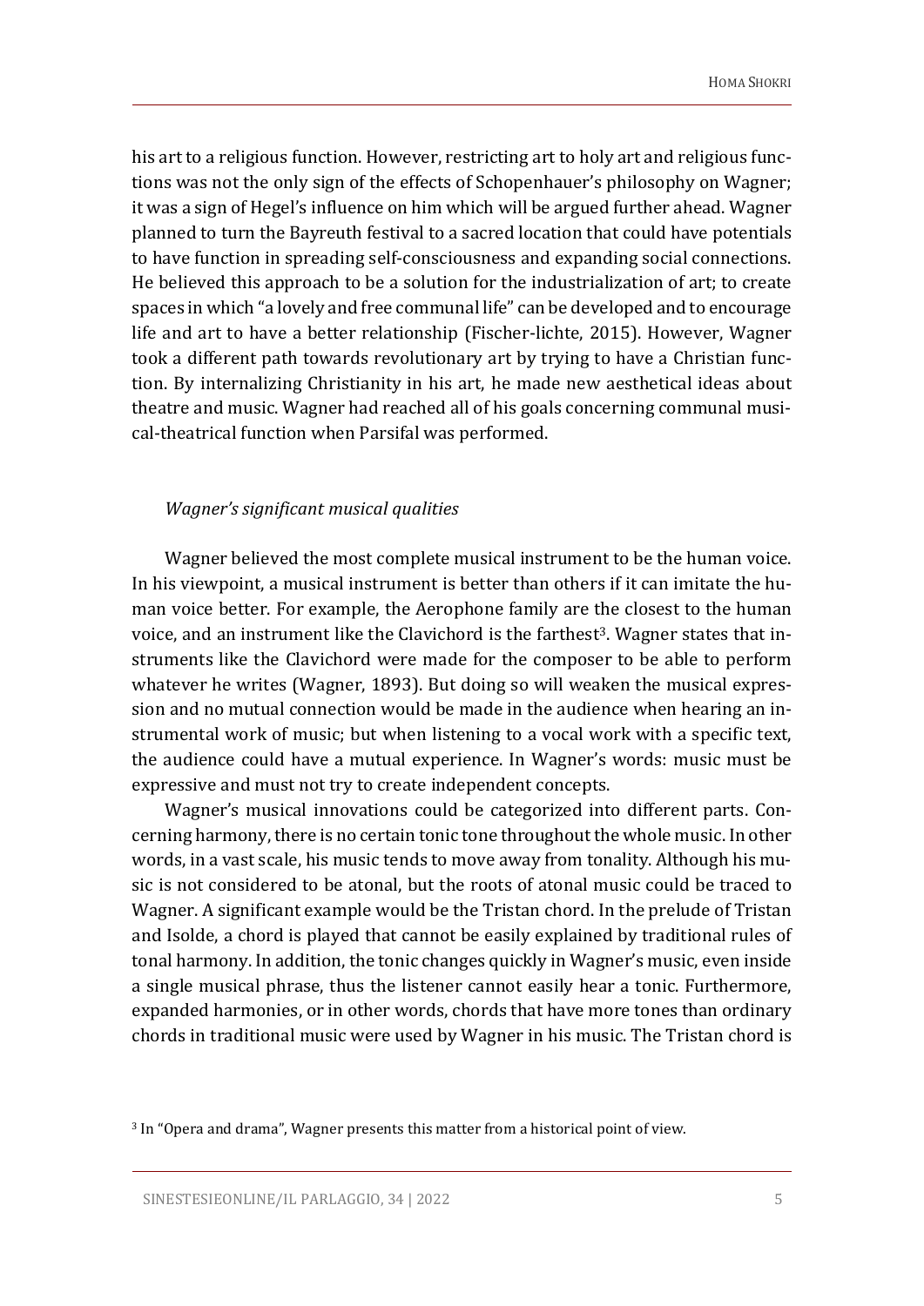his art to a religious function. However, restricting art to holy art and religious functions was not the only sign of the effects of Schopenhauer's philosophy on Wagner; it was a sign of Hegel's influence on him which will be argued further ahead. Wagner planned to turn the Bayreuth festival to a sacred location that could have potentials to have function in spreading self-consciousness and expanding social connections. He believed this approach to be a solution for the industrialization of art; to create spaces in which "a lovely and free communal life" can be developed and to encourage life and art to have a better relationship (Fischer-lichte, 2015). However, Wagner took a different path towards revolutionary art by trying to have a Christian function. By internalizing Christianity in his art, he made new aesthetical ideas about theatre and music. Wagner had reached all of his goals concerning communal musical-theatrical function when Parsifal was performed.

*Wagner's significant musical qualities*

Wagner believed the most complete musical instrument to be the human voice. In his viewpoint, a musical instrument is better than others if it can imitate the human voice better. For example, the Aerophone family are the closest to the human voice, and an instrument like the Clavichord is the farthest[3]. Wagner states that instruments like the Clavichord were made for the composer to be able to perform whatever he writes (Wagner, 1893). But doing so will weaken the musical expression and no mutual connection would be made in the audience when hearing an instrumental work of music; but when listening to a vocal work with a specific text, the audience could have a mutual experience. In Wagner's words: music must be expressive and must not try to create independent concepts.

Wagner's musical innovations could be categorized into different parts. Concerning harmony, there is no certain tonic tone throughout the whole music. In other words, in a vast scale, his music tends to move away from tonality. Although his music is not considered to be atonal, but the roots of atonal music could be traced to Wagner. A significant example would be the Tristan chord. In the prelude of Tristan and Isolde, a chord is played that cannot be easily explained by traditional rules of tonal harmony. In addition, the tonic changes quickly in Wagner's music, even inside a single musical phrase, thus the listener cannot easily hear a tonic. Furthermore, expanded harmonies, or in other words, chords that have more tones than ordinary chords in traditional music were used by Wagner in his music. The Tristan chord is

[3] In "Opera and drama", Wagner presents this matter from a historical point of view.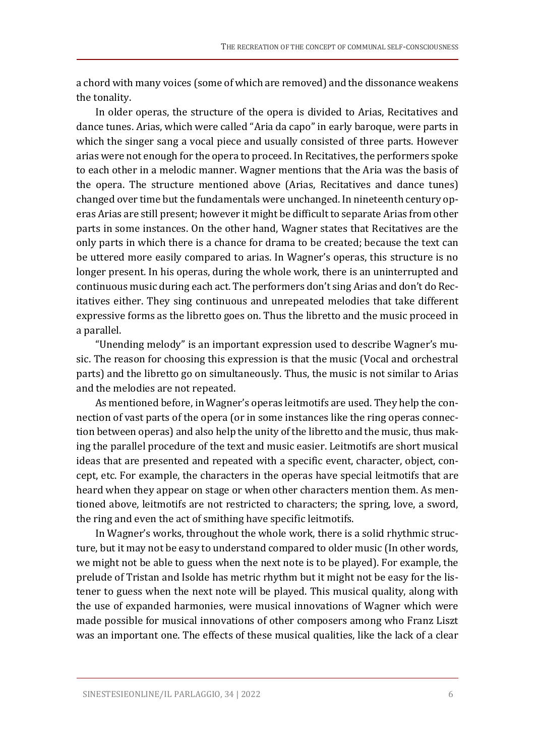a chord with many voices (some of which are removed) and the dissonance weakens the tonality.

In older operas, the structure of the opera is divided to Arias, Recitatives and dance tunes. Arias, which were called "Aria da capo" in early baroque, were parts in which the singer sang a vocal piece and usually consisted of three parts. However arias were not enough for the opera to proceed. In Recitatives, the performers spoke to each other in a melodic manner. Wagner mentions that the Aria was the basis of the opera. The structure mentioned above (Arias, Recitatives and dance tunes) changed over time but the fundamentals were unchanged. In nineteenth century operas Arias are still present; however it might be difficult to separate Arias from other parts in some instances. On the other hand, Wagner states that Recitatives are the only parts in which there is a chance for drama to be created; because the text can be uttered more easily compared to arias. In Wagner's operas, this structure is no longer present. In his operas, during the whole work, there is an uninterrupted and continuous music during each act. The performers don't sing Arias and don't do Recitatives either. They sing continuous and unrepeated melodies that take different expressive forms as the libretto goes on. Thus the libretto and the music proceed in a parallel.

"Unending melody" is an important expression used to describe Wagner's music. The reason for choosing this expression is that the music (Vocal and orchestral parts) and the libretto go on simultaneously. Thus, the music is not similar to Arias and the melodies are not repeated.

As mentioned before, in Wagner's operas leitmotifs are used. They help the connection of vast parts of the opera (or in some instances like the ring operas connection between operas) and also help the unity of the libretto and the music, thus making the parallel procedure of the text and music easier. Leitmotifs are short musical ideas that are presented and repeated with a specific event, character, object, concept, etc. For example, the characters in the operas have special leitmotifs that are heard when they appear on stage or when other characters mention them. As mentioned above, leitmotifs are not restricted to characters; the spring, love, a sword, the ring and even the act of smithing have specific leitmotifs.

In Wagner's works, throughout the whole work, there is a solid rhythmic structure, but it may not be easy to understand compared to older music (In other words, we might not be able to guess when the next note is to be played). For example, the prelude of Tristan and Isolde has metric rhythm but it might not be easy for the listener to guess when the next note will be played. This musical quality, along with the use of expanded harmonies, were musical innovations of Wagner which were made possible for musical innovations of other composers among who Franz Liszt was an important one. The effects of these musical qualities, like the lack of a clear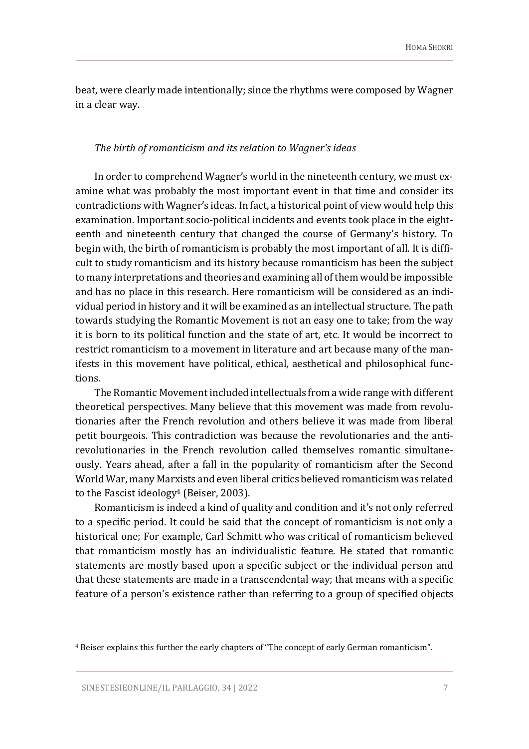beat, were clearly made intentionally; since the rhythms were composed by Wagner in a clear way.

### *The birth of romanticism and its relation to Wagner's ideas*

In order to comprehend Wagner's world in the nineteenth century, we must examine what was probably the most important event in that time and consider its contradictions with Wagner's ideas. In fact, a historical point of view would help this examination. Important socio-political incidents and events took place in the eighteenth and nineteenth century that changed the course of Germany's history. To begin with, the birth of romanticism is probably the most important of all. It is difficult to study romanticism and its history because romanticism has been the subject to many interpretations and theories and examining all of them would be impossible and has no place in this research. Here romanticism will be considered as an individual period in history and it will be examined as an intellectual structure. The path towards studying the Romantic Movement is not an easy one to take; from the way it is born to its political function and the state of art, etc. It would be incorrect to restrict romanticism to a movement in literature and art because many of the manifests in this movement have political, ethical, aesthetical and philosophical functions.

The Romantic Movement included intellectuals from a wide range with different theoretical perspectives. Many believe that this movement was made from revolutionaries after the French revolution and others believe it was made from liberal petit bourgeois. This contradiction was because the revolutionaries and the anti-revolutionaries in the French revolution called themselves romantic simultaneously. Years ahead, after a fall in the popularity of romanticism after the Second World War, many Marxists and even liberal critics believed romanticism was related to the Fascist ideology[4] (Beiser, 2003).

Romanticism is indeed a kind of quality and condition and it's not only referred to a specific period. It could be said that the concept of romanticism is not only a historical one; For example, Carl Schmitt who was critical of romanticism believed that romanticism mostly has an individualistic feature. He stated that romantic statements are mostly based upon a specific subject or the individual person and that these statements are made in a transcendental way; that means with a specific feature of a person's existence rather than referring to a group of specified objects

[4] Beiser explains this further the early chapters of "The concept of early German romanticism".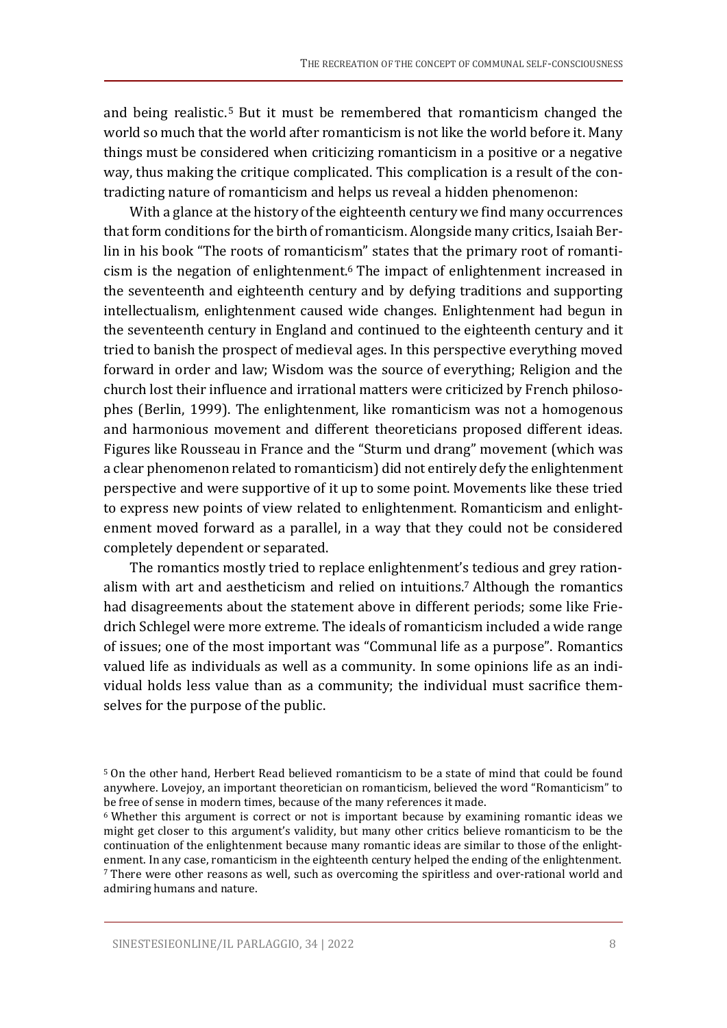and being realistic.[5] But it must be remembered that romanticism changed the world so much that the world after romanticism is not like the world before it. Many things must be considered when criticizing romanticism in a positive or a negative way, thus making the critique complicated. This complication is a result of the contradicting nature of romanticism and helps us reveal a hidden phenomenon:

With a glance at the history of the eighteenth century we find many occurrences that form conditions for the birth of romanticism. Alongside many critics, Isaiah Berlin in his book "The roots of romanticism" states that the primary root of romanticism is the negation of enlightenment.[6] The impact of enlightenment increased in the seventeenth and eighteenth century and by defying traditions and supporting intellectualism, enlightenment caused wide changes. Enlightenment had begun in the seventeenth century in England and continued to the eighteenth century and it tried to banish the prospect of medieval ages. In this perspective everything moved forward in order and law; Wisdom was the source of everything; Religion and the church lost their influence and irrational matters were criticized by French philosophes (Berlin, 1999). The enlightenment, like romanticism was not a homogenous and harmonious movement and different theoreticians proposed different ideas. Figures like Rousseau in France and the "Sturm und drang" movement (which was a clear phenomenon related to romanticism) did not entirely defy the enlightenment perspective and were supportive of it up to some point. Movements like these tried to express new points of view related to enlightenment. Romanticism and enlightenment moved forward as a parallel, in a way that they could not be considered completely dependent or separated.

The romantics mostly tried to replace enlightenment's tedious and grey rationalism with art and aestheticism and relied on intuitions.[7] Although the romantics had disagreements about the statement above in different periods; some like Friedrich Schlegel were more extreme. The ideals of romanticism included a wide range of issues; one of the most important was "Communal life as a purpose". Romantics valued life as individuals as well as a community. In some opinions life as an individual holds less value than as a community; the individual must sacrifice themselves for the purpose of the public.

---

[5] On the other hand, Herbert Read believed romanticism to be a state of mind that could be found anywhere. Lovejoy, an important theoretician on romanticism, believed the word "Romanticism" to be free of sense in modern times, because of the many references it made.

[6] Whether this argument is correct or not is important because by examining romantic ideas we might get closer to this argument's validity, but many other critics believe romanticism to be the continuation of the enlightenment because many romantic ideas are similar to those of the enlightenment. In any case, romanticism in the eighteenth century helped the ending of the enlightenment.

[7] There were other reasons as well, such as overcoming the spiritless and over-rational world and admiring humans and nature.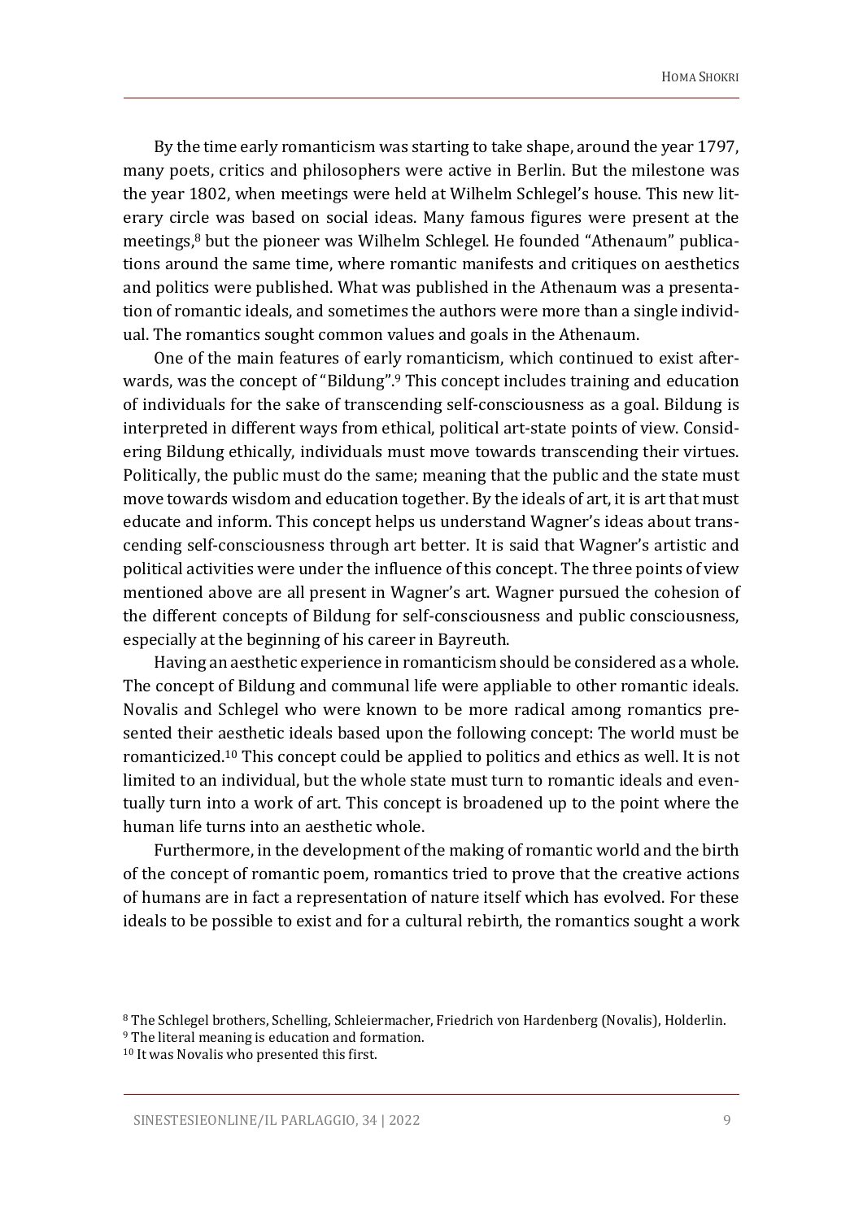By the time early romanticism was starting to take shape, around the year 1797, many poets, critics and philosophers were active in Berlin. But the milestone was the year 1802, when meetings were held at Wilhelm Schlegel's house. This new literary circle was based on social ideas. Many famous figures were present at the meetings,[8] but the pioneer was Wilhelm Schlegel. He founded "Athenaum" publications around the same time, where romantic manifests and critiques on aesthetics and politics were published. What was published in the Athenaum was a presentation of romantic ideals, and sometimes the authors were more than a single individual. The romantics sought common values and goals in the Athenaum.

One of the main features of early romanticism, which continued to exist afterwards, was the concept of "Bildung".[9] This concept includes training and education of individuals for the sake of transcending self-consciousness as a goal. Bildung is interpreted in different ways from ethical, political art-state points of view. Considering Bildung ethically, individuals must move towards transcending their virtues. Politically, the public must do the same; meaning that the public and the state must move towards wisdom and education together. By the ideals of art, it is art that must educate and inform. This concept helps us understand Wagner's ideas about transcending self-consciousness through art better. It is said that Wagner's artistic and political activities were under the influence of this concept. The three points of view mentioned above are all present in Wagner's art. Wagner pursued the cohesion of the different concepts of Bildung for self-consciousness and public consciousness, especially at the beginning of his career in Bayreuth.

Having an aesthetic experience in romanticism should be considered as a whole. The concept of Bildung and communal life were appliable to other romantic ideals. Novalis and Schlegel who were known to be more radical among romantics presented their aesthetic ideals based upon the following concept: The world must be romanticized.[10] This concept could be applied to politics and ethics as well. It is not limited to an individual, but the whole state must turn to romantic ideals and eventually turn into a work of art. This concept is broadened up to the point where the human life turns into an aesthetic whole.

Furthermore, in the development of the making of romantic world and the birth of the concept of romantic poem, romantics tried to prove that the creative actions of humans are in fact a representation of nature itself which has evolved. For these ideals to be possible to exist and for a cultural rebirth, the romantics sought a work

---

[8] The Schlegel brothers, Schelling, Schleiermacher, Friedrich von Hardenberg (Novalis), Holderlin.

[9] The literal meaning is education and formation.

[10] It was Novalis who presented this first.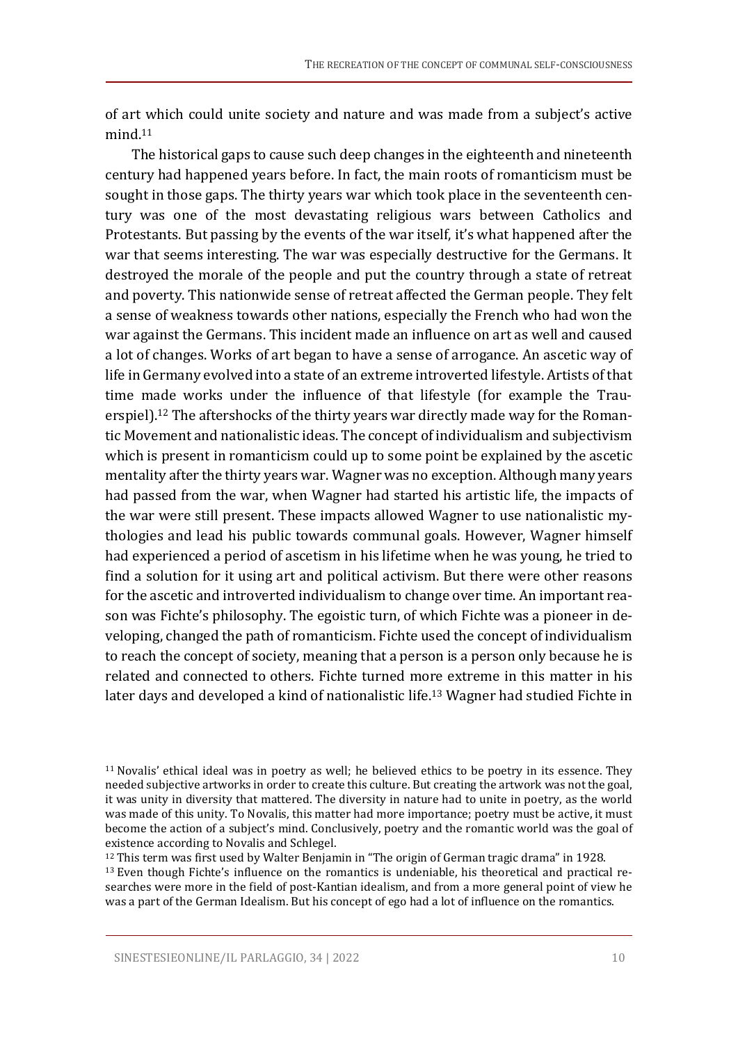of art which could unite society and nature and was made from a subject's active mind.[11]

The historical gaps to cause such deep changes in the eighteenth and nineteenth century had happened years before. In fact, the main roots of romanticism must be sought in those gaps. The thirty years war which took place in the seventeenth century was one of the most devastating religious wars between Catholics and Protestants. But passing by the events of the war itself, it's what happened after the war that seems interesting. The war was especially destructive for the Germans. It destroyed the morale of the people and put the country through a state of retreat and poverty. This nationwide sense of retreat affected the German people. They felt a sense of weakness towards other nations, especially the French who had won the war against the Germans. This incident made an influence on art as well and caused a lot of changes. Works of art began to have a sense of arrogance. An ascetic way of life in Germany evolved into a state of an extreme introverted lifestyle. Artists of that time made works under the influence of that lifestyle (for example the Trauerspiel).[12] The aftershocks of the thirty years war directly made way for the Romantic Movement and nationalistic ideas. The concept of individualism and subjectivism which is present in romanticism could up to some point be explained by the ascetic mentality after the thirty years war. Wagner was no exception. Although many years had passed from the war, when Wagner had started his artistic life, the impacts of the war were still present. These impacts allowed Wagner to use nationalistic mythologies and lead his public towards communal goals. However, Wagner himself had experienced a period of ascetism in his lifetime when he was young, he tried to find a solution for it using art and political activism. But there were other reasons for the ascetic and introverted individualism to change over time. An important reason was Fichte's philosophy. The egoistic turn, of which Fichte was a pioneer in developing, changed the path of romanticism. Fichte used the concept of individualism to reach the concept of society, meaning that a person is a person only because he is related and connected to others. Fichte turned more extreme in this matter in his later days and developed a kind of nationalistic life.[13] Wagner had studied Fichte in

---

[11] Novalis' ethical ideal was in poetry as well; he believed ethics to be poetry in its essence. They needed subjective artworks in order to create this culture. But creating the artwork was not the goal, it was unity in diversity that mattered. The diversity in nature had to unite in poetry, as the world was made of this unity. To Novalis, this matter had more importance; poetry must be active, it must become the action of a subject's mind. Conclusively, poetry and the romantic world was the goal of existence according to Novalis and Schlegel.

[12] This term was first used by Walter Benjamin in "The origin of German tragic drama" in 1928.

[13] Even though Fichte's influence on the romantics is undeniable, his theoretical and practical researches were more in the field of post-Kantian idealism, and from a more general point of view he was a part of the German Idealism. But his concept of ego had a lot of influence on the romantics.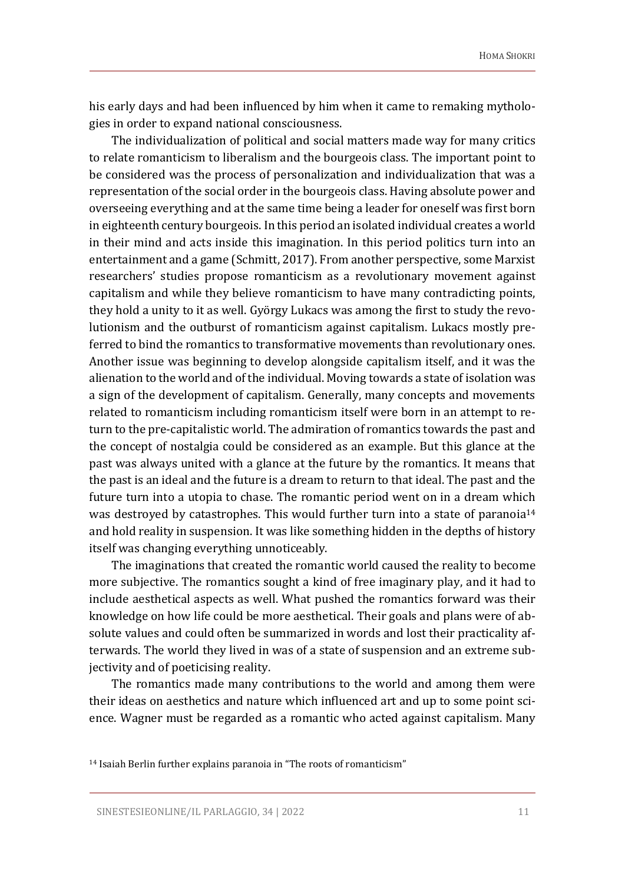his early days and had been influenced by him when it came to remaking mythologies in order to expand national consciousness.

The individualization of political and social matters made way for many critics to relate romanticism to liberalism and the bourgeois class. The important point to be considered was the process of personalization and individualization that was a representation of the social order in the bourgeois class. Having absolute power and overseeing everything and at the same time being a leader for oneself was first born in eighteenth century bourgeois. In this period an isolated individual creates a world in their mind and acts inside this imagination. In this period politics turn into an entertainment and a game (Schmitt, 2017). From another perspective, some Marxist researchers' studies propose romanticism as a revolutionary movement against capitalism and while they believe romanticism to have many contradicting points, they hold a unity to it as well. György Lukacs was among the first to study the revolutionism and the outburst of romanticism against capitalism. Lukacs mostly preferred to bind the romantics to transformative movements than revolutionary ones. Another issue was beginning to develop alongside capitalism itself, and it was the alienation to the world and of the individual. Moving towards a state of isolation was a sign of the development of capitalism. Generally, many concepts and movements related to romanticism including romanticism itself were born in an attempt to return to the pre-capitalistic world. The admiration of romantics towards the past and the concept of nostalgia could be considered as an example. But this glance at the past was always united with a glance at the future by the romantics. It means that the past is an ideal and the future is a dream to return to that ideal. The past and the future turn into a utopia to chase. The romantic period went on in a dream which was destroyed by catastrophes. This would further turn into a state of paranoia[14] and hold reality in suspension. It was like something hidden in the depths of history itself was changing everything unnoticeably.

The imaginations that created the romantic world caused the reality to become more subjective. The romantics sought a kind of free imaginary play, and it had to include aesthetical aspects as well. What pushed the romantics forward was their knowledge on how life could be more aesthetical. Their goals and plans were of absolute values and could often be summarized in words and lost their practicality afterwards. The world they lived in was of a state of suspension and an extreme subjectivity and of poeticising reality.

The romantics made many contributions to the world and among them were their ideas on aesthetics and nature which influenced art and up to some point science. Wagner must be regarded as a romantic who acted against capitalism. Many

[14] Isaiah Berlin further explains paranoia in "The roots of romanticism"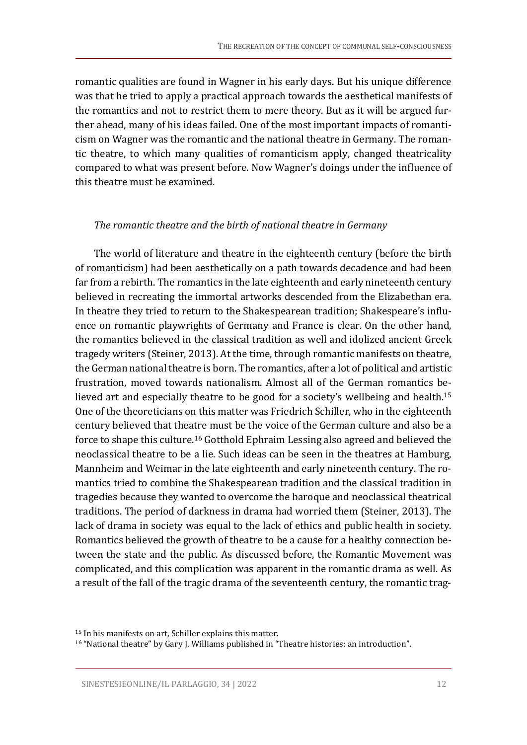romantic qualities are found in Wagner in his early days. But his unique difference was that he tried to apply a practical approach towards the aesthetical manifests of the romantics and not to restrict them to mere theory. But as it will be argued further ahead, many of his ideas failed. One of the most important impacts of romanticism on Wagner was the romantic and the national theatre in Germany. The romantic theatre, to which many qualities of romanticism apply, changed theatricality compared to what was present before. Now Wagner's doings under the influence of this theatre must be examined.

*The romantic theatre and the birth of national theatre in Germany*

The world of literature and theatre in the eighteenth century (before the birth of romanticism) had been aesthetically on a path towards decadence and had been far from a rebirth. The romantics in the late eighteenth and early nineteenth century believed in recreating the immortal artworks descended from the Elizabethan era. In theatre they tried to return to the Shakespearean tradition; Shakespeare's influence on romantic playwrights of Germany and France is clear. On the other hand, the romantics believed in the classical tradition as well and idolized ancient Greek tragedy writers (Steiner, 2013). At the time, through romantic manifests on theatre, the German national theatre is born. The romantics, after a lot of political and artistic frustration, moved towards nationalism. Almost all of the German romantics believed art and especially theatre to be good for a society's wellbeing and health.[15] One of the theoreticians on this matter was Friedrich Schiller, who in the eighteenth century believed that theatre must be the voice of the German culture and also be a force to shape this culture.[16] Gotthold Ephraim Lessing also agreed and believed the neoclassical theatre to be a lie. Such ideas can be seen in the theatres at Hamburg, Mannheim and Weimar in the late eighteenth and early nineteenth century. The romantics tried to combine the Shakespearean tradition and the classical tradition in tragedies because they wanted to overcome the baroque and neoclassical theatrical traditions. The period of darkness in drama had worried them (Steiner, 2013). The lack of drama in society was equal to the lack of ethics and public health in society. Romantics believed the growth of theatre to be a cause for a healthy connection between the state and the public. As discussed before, the Romantic Movement was complicated, and this complication was apparent in the romantic drama as well. As a result of the fall of the tragic drama of the seventeenth century, the romantic trag-

[15] In his manifests on art, Schiller explains this matter.

[16] "National theatre" by Gary J. Williams published in "Theatre histories: an introduction".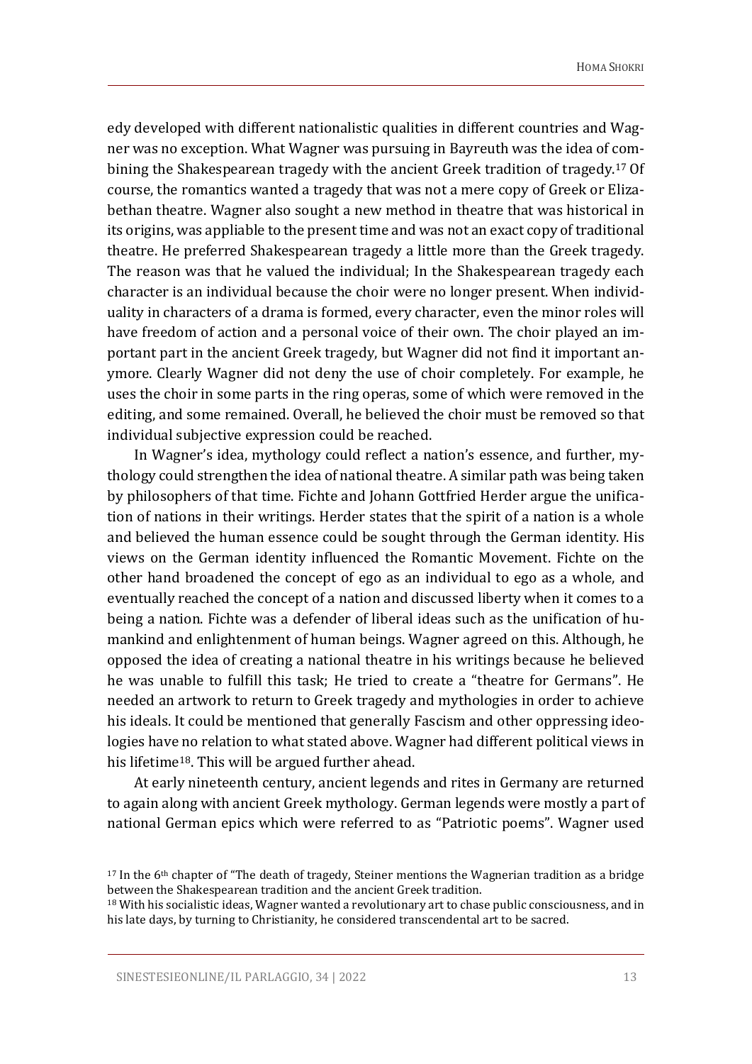edy developed with different nationalistic qualities in different countries and Wagner was no exception. What Wagner was pursuing in Bayreuth was the idea of combining the Shakespearean tragedy with the ancient Greek tradition of tragedy.[17] Of course, the romantics wanted a tragedy that was not a mere copy of Greek or Elizabethan theatre. Wagner also sought a new method in theatre that was historical in its origins, was appliable to the present time and was not an exact copy of traditional theatre. He preferred Shakespearean tragedy a little more than the Greek tragedy. The reason was that he valued the individual; In the Shakespearean tragedy each character is an individual because the choir were no longer present. When individuality in characters of a drama is formed, every character, even the minor roles will have freedom of action and a personal voice of their own. The choir played an important part in the ancient Greek tragedy, but Wagner did not find it important anymore. Clearly Wagner did not deny the use of choir completely. For example, he uses the choir in some parts in the ring operas, some of which were removed in the editing, and some remained. Overall, he believed the choir must be removed so that individual subjective expression could be reached.

In Wagner's idea, mythology could reflect a nation's essence, and further, mythology could strengthen the idea of national theatre. A similar path was being taken by philosophers of that time. Fichte and Johann Gottfried Herder argue the unification of nations in their writings. Herder states that the spirit of a nation is a whole and believed the human essence could be sought through the German identity. His views on the German identity influenced the Romantic Movement. Fichte on the other hand broadened the concept of ego as an individual to ego as a whole, and eventually reached the concept of a nation and discussed liberty when it comes to a being a nation. Fichte was a defender of liberal ideas such as the unification of humankind and enlightenment of human beings. Wagner agreed on this. Although, he opposed the idea of creating a national theatre in his writings because he believed he was unable to fulfill this task; He tried to create a "theatre for Germans". He needed an artwork to return to Greek tragedy and mythologies in order to achieve his ideals. It could be mentioned that generally Fascism and other oppressing ideologies have no relation to what stated above. Wagner had different political views in his lifetime[18]. This will be argued further ahead.

At early nineteenth century, ancient legends and rites in Germany are returned to again along with ancient Greek mythology. German legends were mostly a part of national German epics which were referred to as "Patriotic poems". Wagner used

---

[17] In the 6th chapter of "The death of tragedy, Steiner mentions the Wagnerian tradition as a bridge between the Shakespearean tradition and the ancient Greek tradition.

[18] With his socialistic ideas, Wagner wanted a revolutionary art to chase public consciousness, and in his late days, by turning to Christianity, he considered transcendental art to be sacred.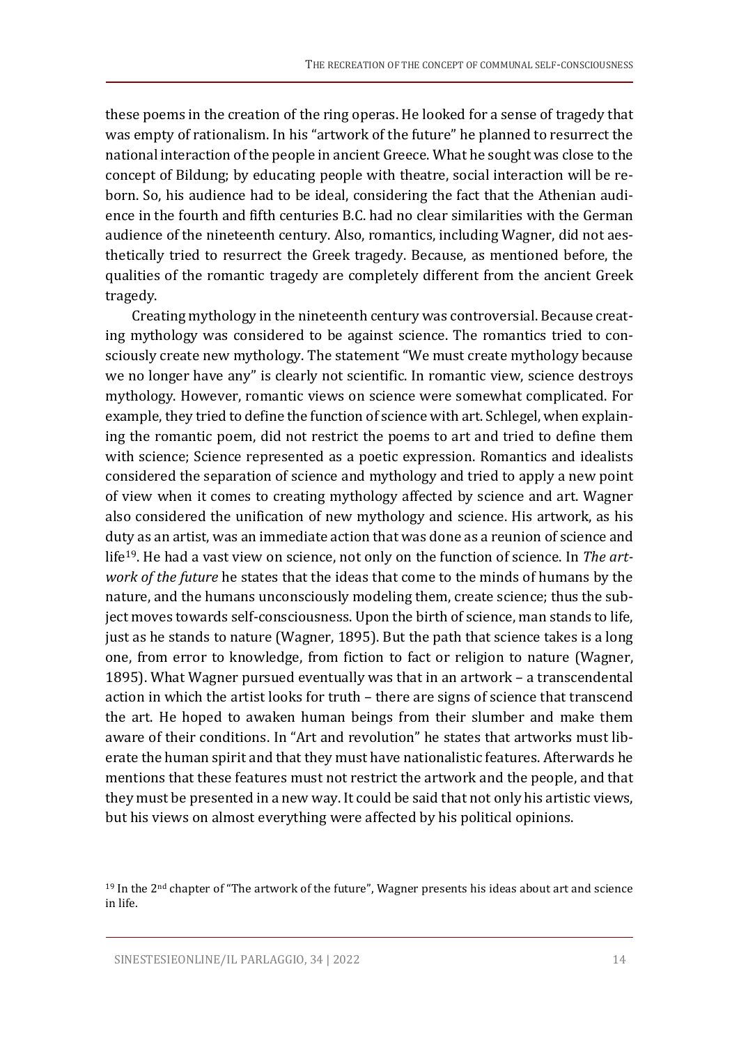these poems in the creation of the ring operas. He looked for a sense of tragedy that was empty of rationalism. In his "artwork of the future" he planned to resurrect the national interaction of the people in ancient Greece. What he sought was close to the concept of Bildung; by educating people with theatre, social interaction will be reborn. So, his audience had to be ideal, considering the fact that the Athenian audience in the fourth and fifth centuries B.C. had no clear similarities with the German audience of the nineteenth century. Also, romantics, including Wagner, did not aesthetically tried to resurrect the Greek tragedy. Because, as mentioned before, the qualities of the romantic tragedy are completely different from the ancient Greek tragedy.

Creating mythology in the nineteenth century was controversial. Because creating mythology was considered to be against science. The romantics tried to consciously create new mythology. The statement "We must create mythology because we no longer have any" is clearly not scientific. In romantic view, science destroys mythology. However, romantic views on science were somewhat complicated. For example, they tried to define the function of science with art. Schlegel, when explaining the romantic poem, did not restrict the poems to art and tried to define them with science; Science represented as a poetic expression. Romantics and idealists considered the separation of science and mythology and tried to apply a new point of view when it comes to creating mythology affected by science and art. Wagner also considered the unification of new mythology and science. His artwork, as his duty as an artist, was an immediate action that was done as a reunion of science and life[19]. He had a vast view on science, not only on the function of science. In *The artwork of the future* he states that the ideas that come to the minds of humans by the nature, and the humans unconsciously modeling them, create science; thus the subject moves towards self-consciousness. Upon the birth of science, man stands to life, just as he stands to nature (Wagner, 1895). But the path that science takes is a long one, from error to knowledge, from fiction to fact or religion to nature (Wagner, 1895). What Wagner pursued eventually was that in an artwork – a transcendental action in which the artist looks for truth – there are signs of science that transcend the art. He hoped to awaken human beings from their slumber and make them aware of their conditions. In "Art and revolution" he states that artworks must liberate the human spirit and that they must have nationalistic features. Afterwards he mentions that these features must not restrict the artwork and the people, and that they must be presented in a new way. It could be said that not only his artistic views, but his views on almost everything were affected by his political opinions.

[19] In the 2nd chapter of "The artwork of the future", Wagner presents his ideas about art and science in life.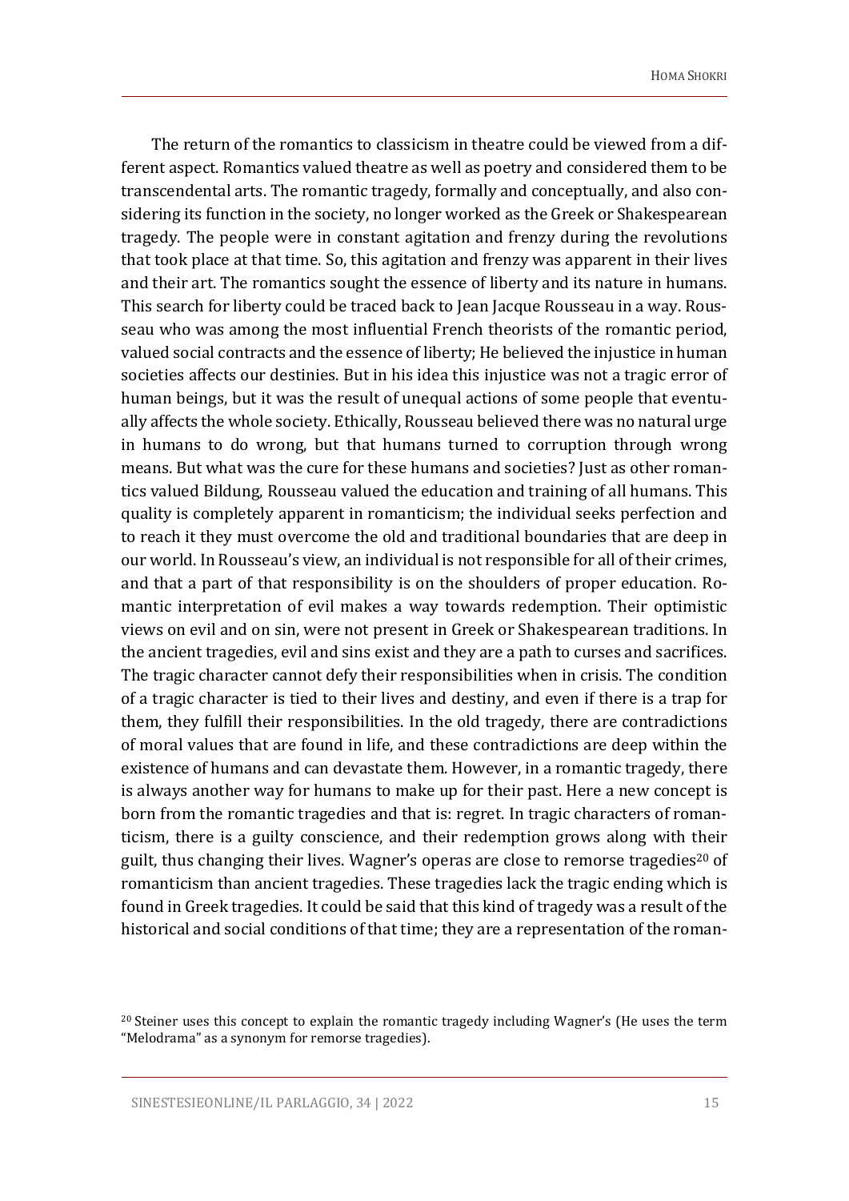The return of the romantics to classicism in theatre could be viewed from a different aspect. Romantics valued theatre as well as poetry and considered them to be transcendental arts. The romantic tragedy, formally and conceptually, and also considering its function in the society, no longer worked as the Greek or Shakespearean tragedy. The people were in constant agitation and frenzy during the revolutions that took place at that time. So, this agitation and frenzy was apparent in their lives and their art. The romantics sought the essence of liberty and its nature in humans. This search for liberty could be traced back to Jean Jacque Rousseau in a way. Rousseau who was among the most influential French theorists of the romantic period, valued social contracts and the essence of liberty; He believed the injustice in human societies affects our destinies. But in his idea this injustice was not a tragic error of human beings, but it was the result of unequal actions of some people that eventually affects the whole society. Ethically, Rousseau believed there was no natural urge in humans to do wrong, but that humans turned to corruption through wrong means. But what was the cure for these humans and societies? Just as other romantics valued Bildung, Rousseau valued the education and training of all humans. This quality is completely apparent in romanticism; the individual seeks perfection and to reach it they must overcome the old and traditional boundaries that are deep in our world. In Rousseau's view, an individual is not responsible for all of their crimes, and that a part of that responsibility is on the shoulders of proper education. Romantic interpretation of evil makes a way towards redemption. Their optimistic views on evil and on sin, were not present in Greek or Shakespearean traditions. In the ancient tragedies, evil and sins exist and they are a path to curses and sacrifices. The tragic character cannot defy their responsibilities when in crisis. The condition of a tragic character is tied to their lives and destiny, and even if there is a trap for them, they fulfill their responsibilities. In the old tragedy, there are contradictions of moral values that are found in life, and these contradictions are deep within the existence of humans and can devastate them. However, in a romantic tragedy, there is always another way for humans to make up for their past. Here a new concept is born from the romantic tragedies and that is: regret. In tragic characters of romanticism, there is a guilty conscience, and their redemption grows along with their guilt, thus changing their lives. Wagner's operas are close to remorse tragedies[20] of romanticism than ancient tragedies. These tragedies lack the tragic ending which is found in Greek tragedies. It could be said that this kind of tragedy was a result of the historical and social conditions of that time; they are a representation of the roman-

[20] Steiner uses this concept to explain the romantic tragedy including Wagner's (He uses the term "Melodrama" as a synonym for remorse tragedies).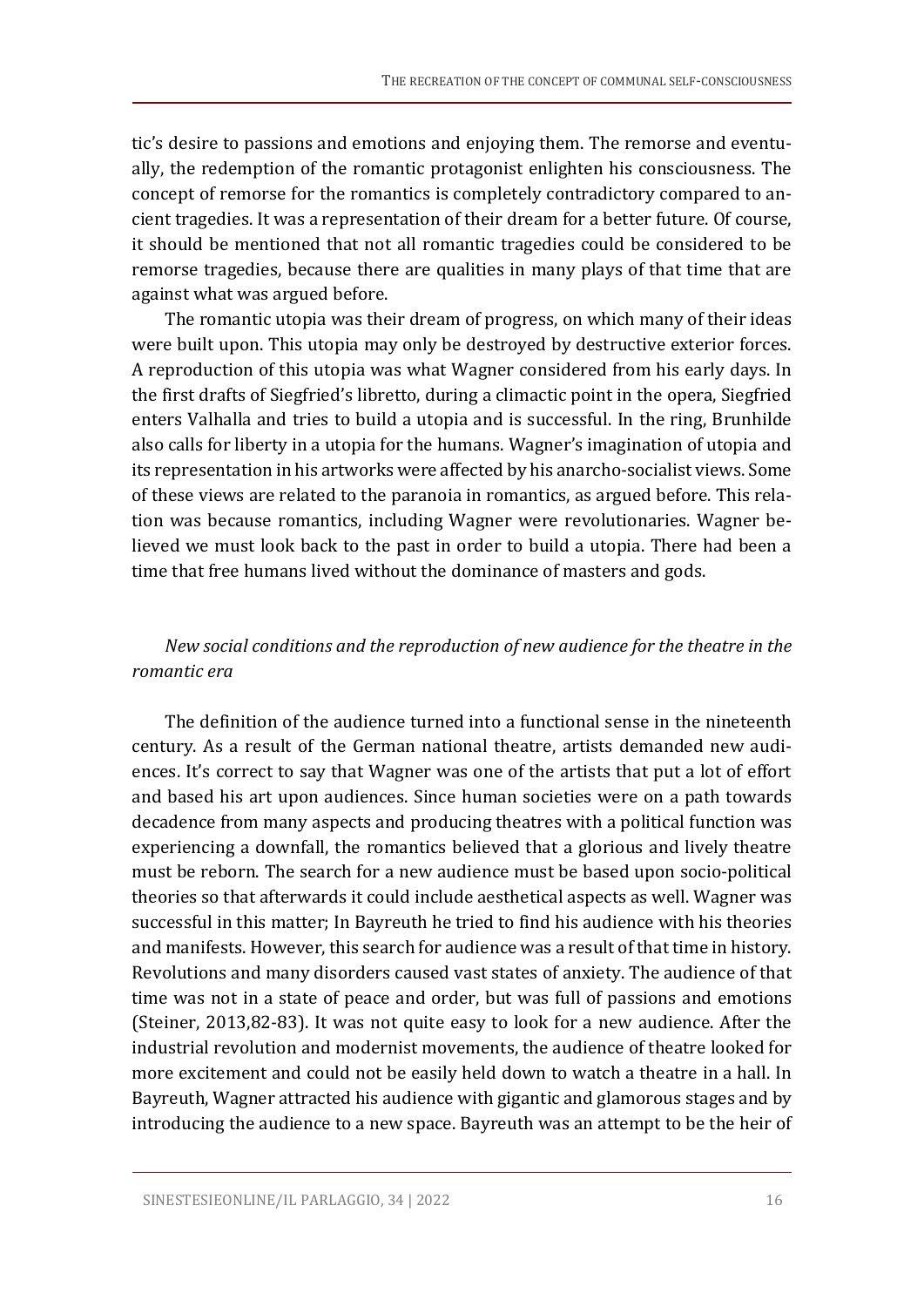tic's desire to passions and emotions and enjoying them. The remorse and eventually, the redemption of the romantic protagonist enlighten his consciousness. The concept of remorse for the romantics is completely contradictory compared to ancient tragedies. It was a representation of their dream for a better future. Of course, it should be mentioned that not all romantic tragedies could be considered to be remorse tragedies, because there are qualities in many plays of that time that are against what was argued before.

The romantic utopia was their dream of progress, on which many of their ideas were built upon. This utopia may only be destroyed by destructive exterior forces. A reproduction of this utopia was what Wagner considered from his early days. In the first drafts of Siegfried's libretto, during a climactic point in the opera, Siegfried enters Valhalla and tries to build a utopia and is successful. In the ring, Brunhilde also calls for liberty in a utopia for the humans. Wagner's imagination of utopia and its representation in his artworks were affected by his anarcho-socialist views. Some of these views are related to the paranoia in romantics, as argued before. This relation was because romantics, including Wagner were revolutionaries. Wagner believed we must look back to the past in order to build a utopia. There had been a time that free humans lived without the dominance of masters and gods.

*New social conditions and the reproduction of new audience for the theatre in the romantic era*

The definition of the audience turned into a functional sense in the nineteenth century. As a result of the German national theatre, artists demanded new audiences. It's correct to say that Wagner was one of the artists that put a lot of effort and based his art upon audiences. Since human societies were on a path towards decadence from many aspects and producing theatres with a political function was experiencing a downfall, the romantics believed that a glorious and lively theatre must be reborn. The search for a new audience must be based upon socio-political theories so that afterwards it could include aesthetical aspects as well. Wagner was successful in this matter; In Bayreuth he tried to find his audience with his theories and manifests. However, this search for audience was a result of that time in history. Revolutions and many disorders caused vast states of anxiety. The audience of that time was not in a state of peace and order, but was full of passions and emotions (Steiner, 2013,82-83). It was not quite easy to look for a new audience. After the industrial revolution and modernist movements, the audience of theatre looked for more excitement and could not be easily held down to watch a theatre in a hall. In Bayreuth, Wagner attracted his audience with gigantic and glamorous stages and by introducing the audience to a new space. Bayreuth was an attempt to be the heir of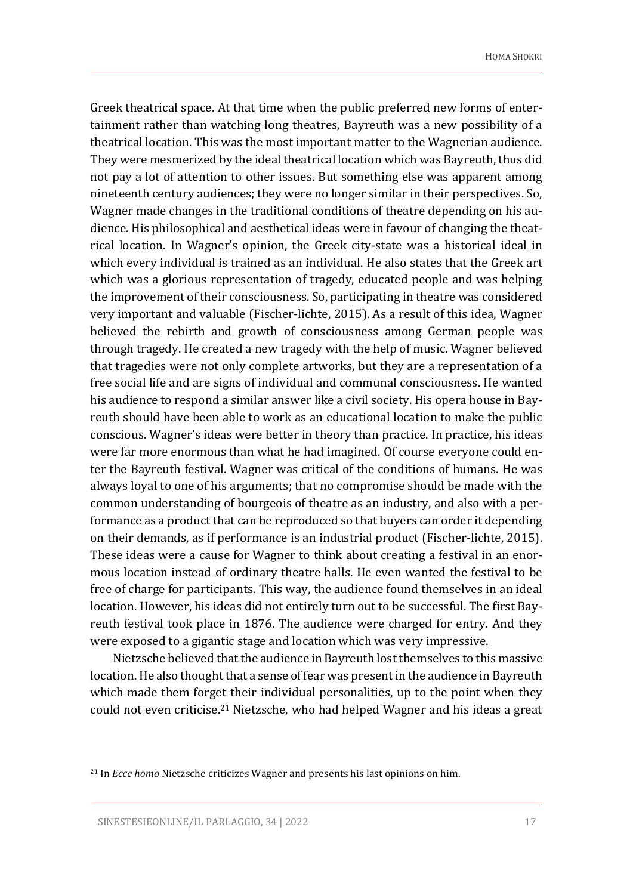Greek theatrical space. At that time when the public preferred new forms of entertainment rather than watching long theatres, Bayreuth was a new possibility of a theatrical location. This was the most important matter to the Wagnerian audience. They were mesmerized by the ideal theatrical location which was Bayreuth, thus did not pay a lot of attention to other issues. But something else was apparent among nineteenth century audiences; they were no longer similar in their perspectives. So, Wagner made changes in the traditional conditions of theatre depending on his audience. His philosophical and aesthetical ideas were in favour of changing the theatrical location. In Wagner's opinion, the Greek city-state was a historical ideal in which every individual is trained as an individual. He also states that the Greek art which was a glorious representation of tragedy, educated people and was helping the improvement of their consciousness. So, participating in theatre was considered very important and valuable (Fischer-lichte, 2015). As a result of this idea, Wagner believed the rebirth and growth of consciousness among German people was through tragedy. He created a new tragedy with the help of music. Wagner believed that tragedies were not only complete artworks, but they are a representation of a free social life and are signs of individual and communal consciousness. He wanted his audience to respond a similar answer like a civil society. His opera house in Bayreuth should have been able to work as an educational location to make the public conscious. Wagner's ideas were better in theory than practice. In practice, his ideas were far more enormous than what he had imagined. Of course everyone could enter the Bayreuth festival. Wagner was critical of the conditions of humans. He was always loyal to one of his arguments; that no compromise should be made with the common understanding of bourgeois of theatre as an industry, and also with a performance as a product that can be reproduced so that buyers can order it depending on their demands, as if performance is an industrial product (Fischer-lichte, 2015). These ideas were a cause for Wagner to think about creating a festival in an enormous location instead of ordinary theatre halls. He even wanted the festival to be free of charge for participants. This way, the audience found themselves in an ideal location. However, his ideas did not entirely turn out to be successful. The first Bayreuth festival took place in 1876. The audience were charged for entry. And they were exposed to a gigantic stage and location which was very impressive.

Nietzsche believed that the audience in Bayreuth lost themselves to this massive location. He also thought that a sense of fear was present in the audience in Bayreuth which made them forget their individual personalities, up to the point when they could not even criticise.[21] Nietzsche, who had helped Wagner and his ideas a great

[21] In *Ecce homo* Nietzsche criticizes Wagner and presents his last opinions on him.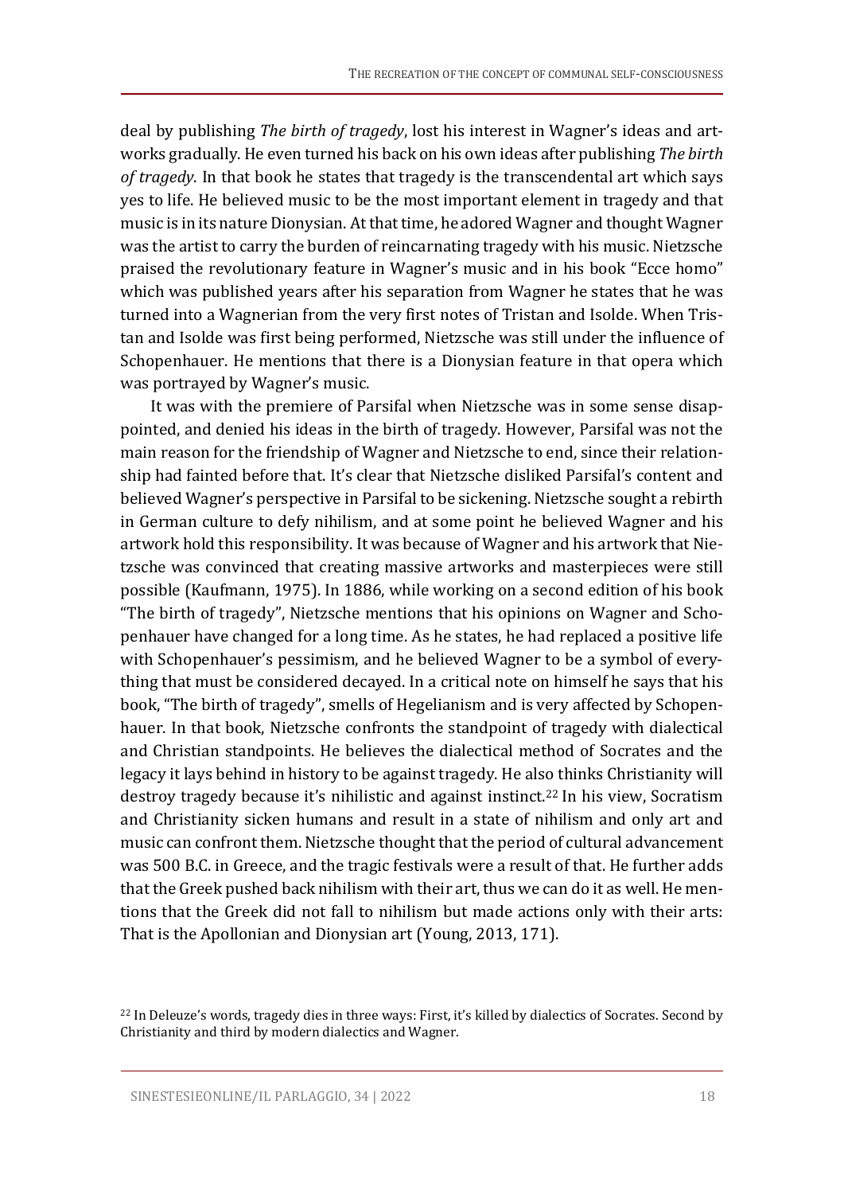deal by publishing *The birth of tragedy*, lost his interest in Wagner's ideas and artworks gradually. He even turned his back on his own ideas after publishing *The birth of tragedy*. In that book he states that tragedy is the transcendental art which says yes to life. He believed music to be the most important element in tragedy and that music is in its nature Dionysian. At that time, he adored Wagner and thought Wagner was the artist to carry the burden of reincarnating tragedy with his music. Nietzsche praised the revolutionary feature in Wagner's music and in his book "Ecce homo" which was published years after his separation from Wagner he states that he was turned into a Wagnerian from the very first notes of Tristan and Isolde. When Tristan and Isolde was first being performed, Nietzsche was still under the influence of Schopenhauer. He mentions that there is a Dionysian feature in that opera which was portrayed by Wagner's music.

It was with the premiere of Parsifal when Nietzsche was in some sense disappointed, and denied his ideas in the birth of tragedy. However, Parsifal was not the main reason for the friendship of Wagner and Nietzsche to end, since their relationship had fainted before that. It's clear that Nietzsche disliked Parsifal's content and believed Wagner's perspective in Parsifal to be sickening. Nietzsche sought a rebirth in German culture to defy nihilism, and at some point he believed Wagner and his artwork hold this responsibility. It was because of Wagner and his artwork that Nietzsche was convinced that creating massive artworks and masterpieces were still possible (Kaufmann, 1975). In 1886, while working on a second edition of his book "The birth of tragedy", Nietzsche mentions that his opinions on Wagner and Schopenhauer have changed for a long time. As he states, he had replaced a positive life with Schopenhauer's pessimism, and he believed Wagner to be a symbol of everything that must be considered decayed. In a critical note on himself he says that his book, "The birth of tragedy", smells of Hegelianism and is very affected by Schopenhauer. In that book, Nietzsche confronts the standpoint of tragedy with dialectical and Christian standpoints. He believes the dialectical method of Socrates and the legacy it lays behind in history to be against tragedy. He also thinks Christianity will destroy tragedy because it's nihilistic and against instinct.[22] In his view, Socratism and Christianity sicken humans and result in a state of nihilism and only art and music can confront them. Nietzsche thought that the period of cultural advancement was 500 B.C. in Greece, and the tragic festivals were a result of that. He further adds that the Greek pushed back nihilism with their art, thus we can do it as well. He mentions that the Greek did not fall to nihilism but made actions only with their arts: That is the Apollonian and Dionysian art (Young, 2013, 171).

[22] In Deleuze's words, tragedy dies in three ways: First, it's killed by dialectics of Socrates. Second by Christianity and third by modern dialectics and Wagner.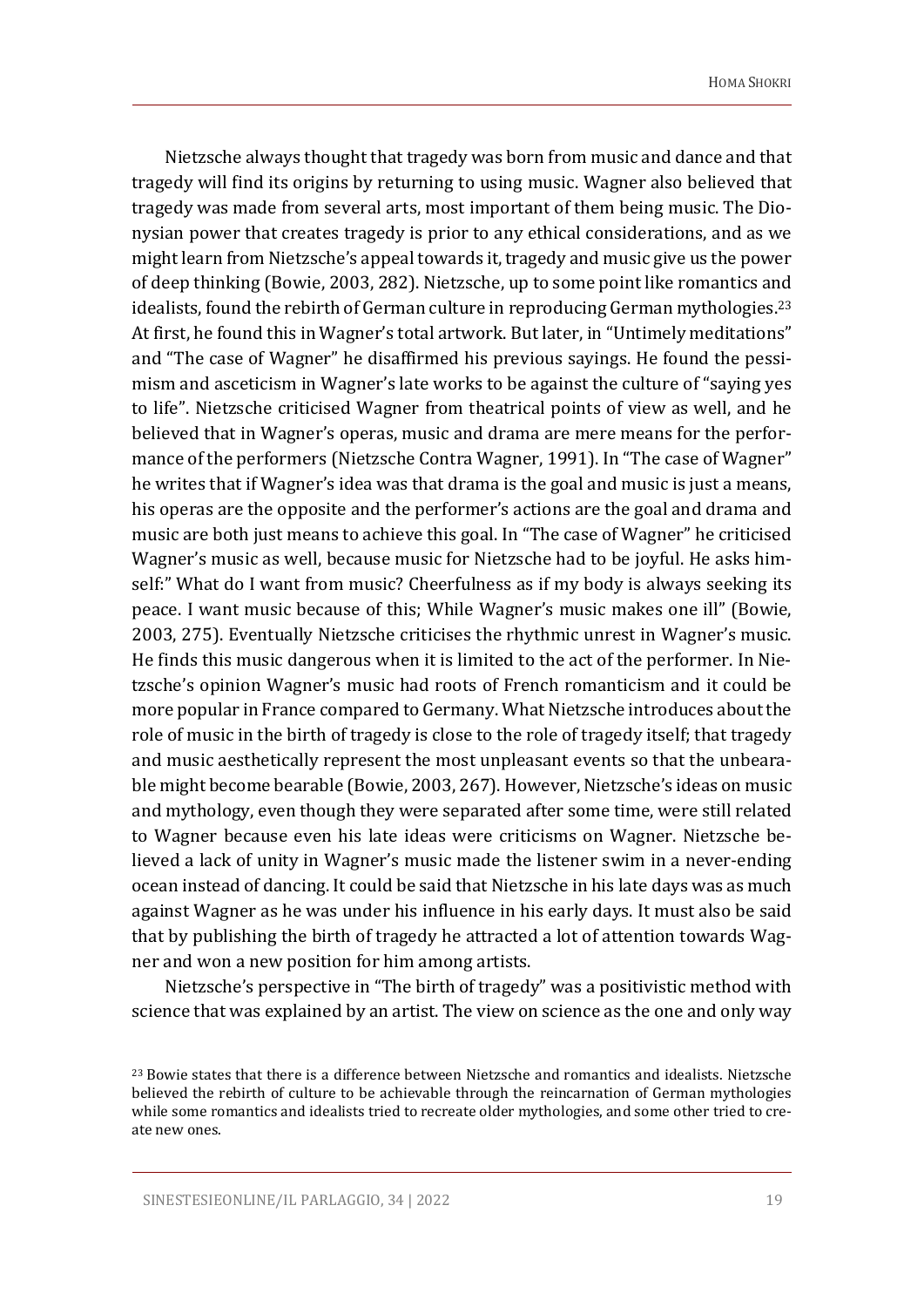Nietzsche always thought that tragedy was born from music and dance and that tragedy will find its origins by returning to using music. Wagner also believed that tragedy was made from several arts, most important of them being music. The Dionysian power that creates tragedy is prior to any ethical considerations, and as we might learn from Nietzsche's appeal towards it, tragedy and music give us the power of deep thinking (Bowie, 2003, 282). Nietzsche, up to some point like romantics and idealists, found the rebirth of German culture in reproducing German mythologies.[23] At first, he found this in Wagner's total artwork. But later, in "Untimely meditations" and "The case of Wagner" he disaffirmed his previous sayings. He found the pessimism and asceticism in Wagner's late works to be against the culture of "saying yes to life". Nietzsche criticised Wagner from theatrical points of view as well, and he believed that in Wagner's operas, music and drama are mere means for the performance of the performers (Nietzsche Contra Wagner, 1991). In "The case of Wagner" he writes that if Wagner's idea was that drama is the goal and music is just a means, his operas are the opposite and the performer's actions are the goal and drama and music are both just means to achieve this goal. In "The case of Wagner" he criticised Wagner's music as well, because music for Nietzsche had to be joyful. He asks himself:" What do I want from music? Cheerfulness as if my body is always seeking its peace. I want music because of this; While Wagner's music makes one ill" (Bowie, 2003, 275). Eventually Nietzsche criticises the rhythmic unrest in Wagner's music. He finds this music dangerous when it is limited to the act of the performer. In Nietzsche's opinion Wagner's music had roots of French romanticism and it could be more popular in France compared to Germany. What Nietzsche introduces about the role of music in the birth of tragedy is close to the role of tragedy itself; that tragedy and music aesthetically represent the most unpleasant events so that the unbearable might become bearable (Bowie, 2003, 267). However, Nietzsche's ideas on music and mythology, even though they were separated after some time, were still related to Wagner because even his late ideas were criticisms on Wagner. Nietzsche believed a lack of unity in Wagner's music made the listener swim in a never-ending ocean instead of dancing. It could be said that Nietzsche in his late days was as much against Wagner as he was under his influence in his early days. It must also be said that by publishing the birth of tragedy he attracted a lot of attention towards Wagner and won a new position for him among artists.

Nietzsche's perspective in "The birth of tragedy" was a positivistic method with science that was explained by an artist. The view on science as the one and only way

[23] Bowie states that there is a difference between Nietzsche and romantics and idealists. Nietzsche believed the rebirth of culture to be achievable through the reincarnation of German mythologies while some romantics and idealists tried to recreate older mythologies, and some other tried to create new ones.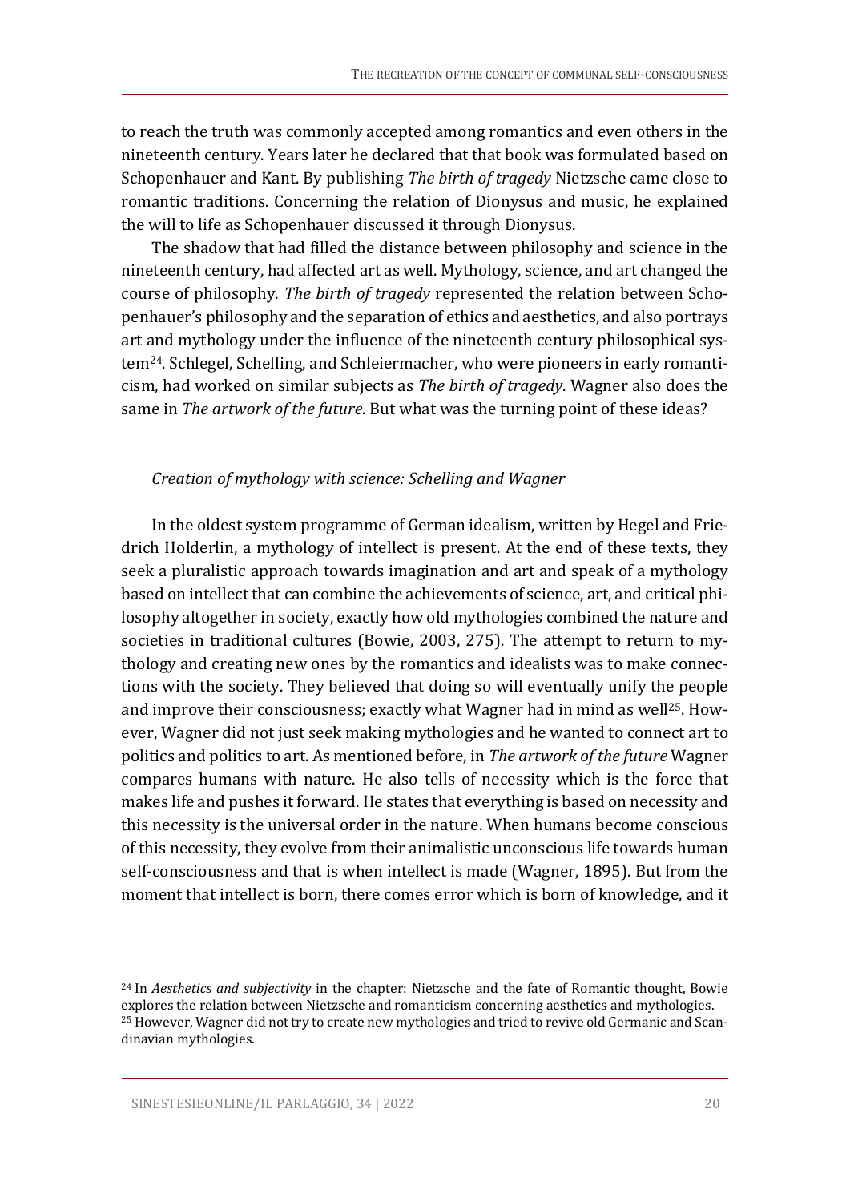to reach the truth was commonly accepted among romantics and even others in the nineteenth century. Years later he declared that that book was formulated based on Schopenhauer and Kant. By publishing *The birth of tragedy* Nietzsche came close to romantic traditions. Concerning the relation of Dionysus and music, he explained the will to life as Schopenhauer discussed it through Dionysus.

The shadow that had filled the distance between philosophy and science in the nineteenth century, had affected art as well. Mythology, science, and art changed the course of philosophy. *The birth of tragedy* represented the relation between Schopenhauer's philosophy and the separation of ethics and aesthetics, and also portrays art and mythology under the influence of the nineteenth century philosophical system[24]. Schlegel, Schelling, and Schleiermacher, who were pioneers in early romanticism, had worked on similar subjects as *The birth of tragedy*. Wagner also does the same in *The artwork of the future*. But what was the turning point of these ideas?

### *Creation of mythology with science: Schelling and Wagner*

In the oldest system programme of German idealism, written by Hegel and Friedrich Holderlin, a mythology of intellect is present. At the end of these texts, they seek a pluralistic approach towards imagination and art and speak of a mythology based on intellect that can combine the achievements of science, art, and critical philosophy altogether in society, exactly how old mythologies combined the nature and societies in traditional cultures (Bowie, 2003, 275). The attempt to return to mythology and creating new ones by the romantics and idealists was to make connections with the society. They believed that doing so will eventually unify the people and improve their consciousness; exactly what Wagner had in mind as well[25]. However, Wagner did not just seek making mythologies and he wanted to connect art to politics and politics to art. As mentioned before, in *The artwork of the future* Wagner compares humans with nature. He also tells of necessity which is the force that makes life and pushes it forward. He states that everything is based on necessity and this necessity is the universal order in the nature. When humans become conscious of this necessity, they evolve from their animalistic unconscious life towards human self-consciousness and that is when intellect is made (Wagner, 1895). But from the moment that intellect is born, there comes error which is born of knowledge, and it

---

[24] In *Aesthetics and subjectivity* in the chapter: Nietzsche and the fate of Romantic thought, Bowie explores the relation between Nietzsche and romanticism concerning aesthetics and mythologies.

[25] However, Wagner did not try to create new mythologies and tried to revive old Germanic and Scandinavian mythologies.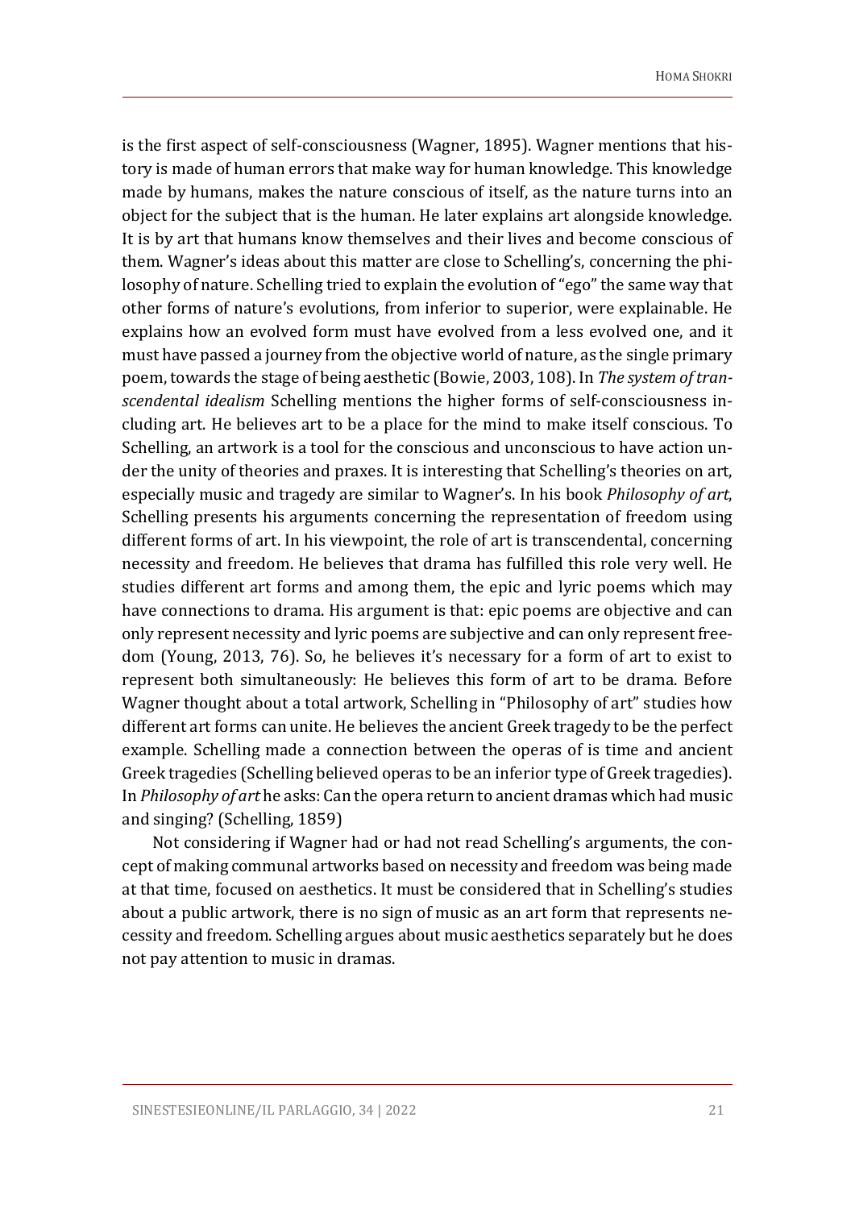is the first aspect of self-consciousness (Wagner, 1895). Wagner mentions that history is made of human errors that make way for human knowledge. This knowledge made by humans, makes the nature conscious of itself, as the nature turns into an object for the subject that is the human. He later explains art alongside knowledge. It is by art that humans know themselves and their lives and become conscious of them. Wagner's ideas about this matter are close to Schelling's, concerning the philosophy of nature. Schelling tried to explain the evolution of "ego" the same way that other forms of nature's evolutions, from inferior to superior, were explainable. He explains how an evolved form must have evolved from a less evolved one, and it must have passed a journey from the objective world of nature, as the single primary poem, towards the stage of being aesthetic (Bowie, 2003, 108). In *The system of transcendental idealism* Schelling mentions the higher forms of self-consciousness including art. He believes art to be a place for the mind to make itself conscious. To Schelling, an artwork is a tool for the conscious and unconscious to have action under the unity of theories and praxes. It is interesting that Schelling's theories on art, especially music and tragedy are similar to Wagner's. In his book *Philosophy of art*, Schelling presents his arguments concerning the representation of freedom using different forms of art. In his viewpoint, the role of art is transcendental, concerning necessity and freedom. He believes that drama has fulfilled this role very well. He studies different art forms and among them, the epic and lyric poems which may have connections to drama. His argument is that: epic poems are objective and can only represent necessity and lyric poems are subjective and can only represent freedom (Young, 2013, 76). So, he believes it's necessary for a form of art to exist to represent both simultaneously: He believes this form of art to be drama. Before Wagner thought about a total artwork, Schelling in "Philosophy of art" studies how different art forms can unite. He believes the ancient Greek tragedy to be the perfect example. Schelling made a connection between the operas of is time and ancient Greek tragedies (Schelling believed operas to be an inferior type of Greek tragedies). In *Philosophy of art* he asks: Can the opera return to ancient dramas which had music and singing? (Schelling, 1859)

Not considering if Wagner had or had not read Schelling's arguments, the concept of making communal artworks based on necessity and freedom was being made at that time, focused on aesthetics. It must be considered that in Schelling's studies about a public artwork, there is no sign of music as an art form that represents necessity and freedom. Schelling argues about music aesthetics separately but he does not pay attention to music in dramas.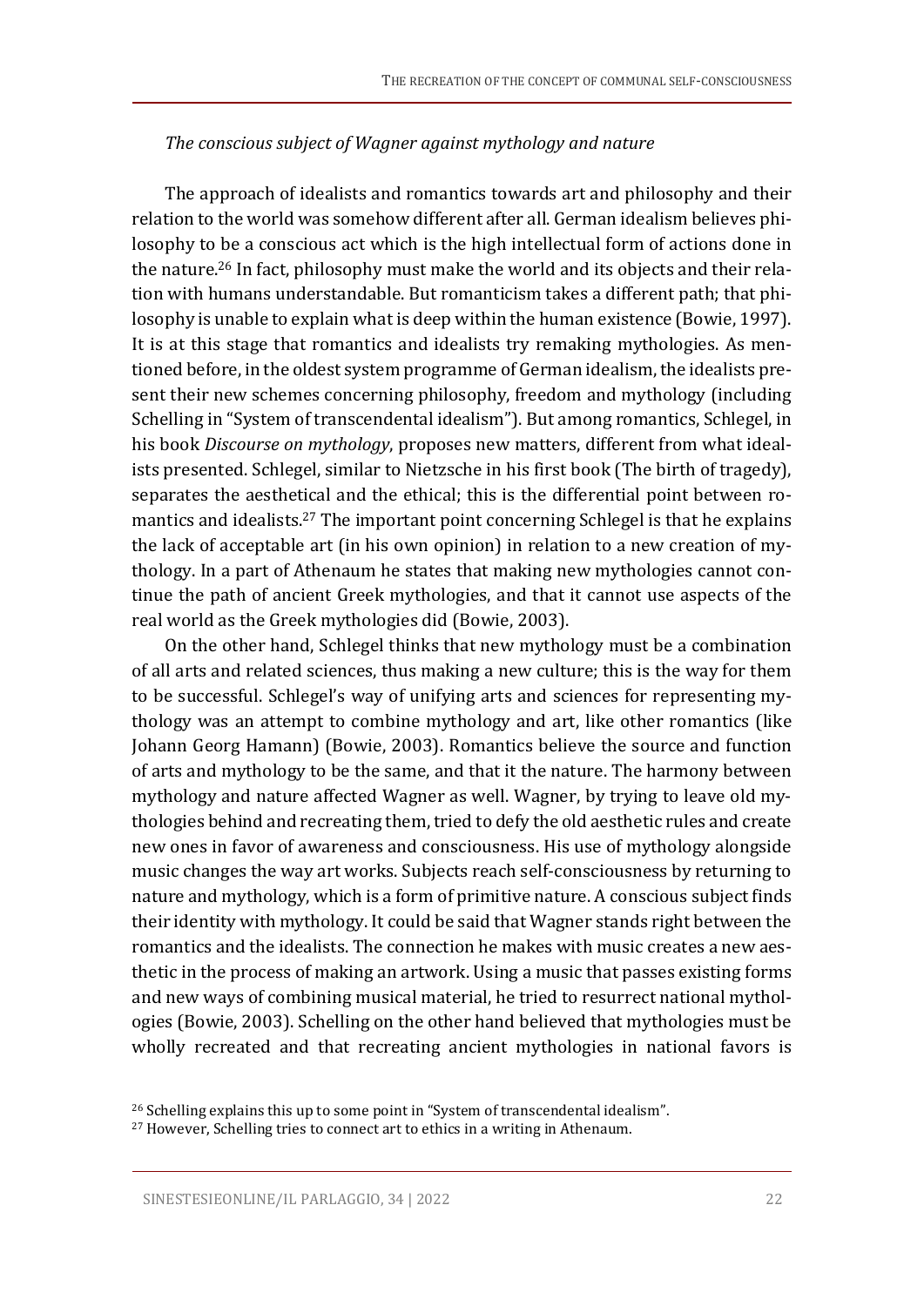*The conscious subject of Wagner against mythology and nature*

The approach of idealists and romantics towards art and philosophy and their relation to the world was somehow different after all. German idealism believes philosophy to be a conscious act which is the high intellectual form of actions done in the nature.[26] In fact, philosophy must make the world and its objects and their relation with humans understandable. But romanticism takes a different path; that philosophy is unable to explain what is deep within the human existence (Bowie, 1997). It is at this stage that romantics and idealists try remaking mythologies. As mentioned before, in the oldest system programme of German idealism, the idealists present their new schemes concerning philosophy, freedom and mythology (including Schelling in "System of transcendental idealism"). But among romantics, Schlegel, in his book *Discourse on mythology*, proposes new matters, different from what idealists presented. Schlegel, similar to Nietzsche in his first book (The birth of tragedy), separates the aesthetical and the ethical; this is the differential point between romantics and idealists.[27] The important point concerning Schlegel is that he explains the lack of acceptable art (in his own opinion) in relation to a new creation of mythology. In a part of Athenaum he states that making new mythologies cannot continue the path of ancient Greek mythologies, and that it cannot use aspects of the real world as the Greek mythologies did (Bowie, 2003).

On the other hand, Schlegel thinks that new mythology must be a combination of all arts and related sciences, thus making a new culture; this is the way for them to be successful. Schlegel's way of unifying arts and sciences for representing mythology was an attempt to combine mythology and art, like other romantics (like Johann Georg Hamann) (Bowie, 2003). Romantics believe the source and function of arts and mythology to be the same, and that it the nature. The harmony between mythology and nature affected Wagner as well. Wagner, by trying to leave old mythologies behind and recreating them, tried to defy the old aesthetic rules and create new ones in favor of awareness and consciousness. His use of mythology alongside music changes the way art works. Subjects reach self-consciousness by returning to nature and mythology, which is a form of primitive nature. A conscious subject finds their identity with mythology. It could be said that Wagner stands right between the romantics and the idealists. The connection he makes with music creates a new aesthetic in the process of making an artwork. Using a music that passes existing forms and new ways of combining musical material, he tried to resurrect national mythologies (Bowie, 2003). Schelling on the other hand believed that mythologies must be wholly recreated and that recreating ancient mythologies in national favors is

[26] Schelling explains this up to some point in "System of transcendental idealism".

[27] However, Schelling tries to connect art to ethics in a writing in Athenaum.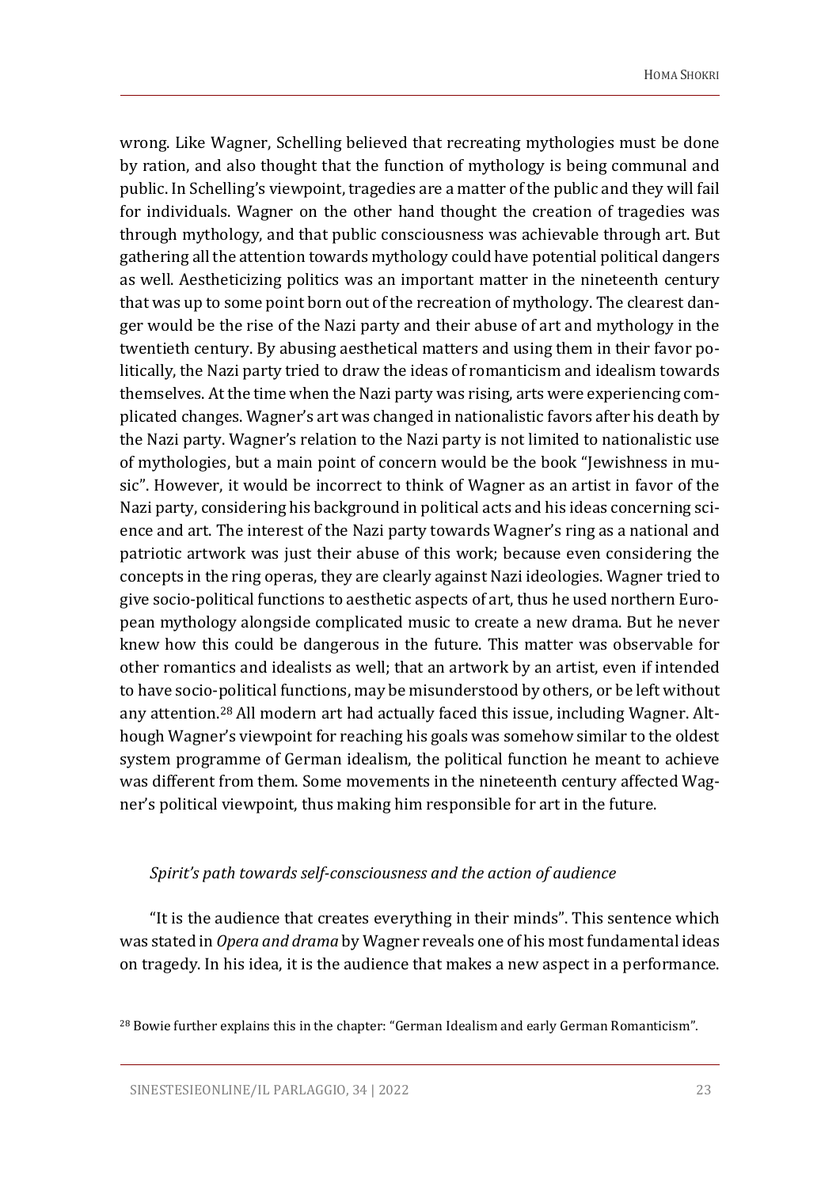wrong. Like Wagner, Schelling believed that recreating mythologies must be done by ration, and also thought that the function of mythology is being communal and public. In Schelling's viewpoint, tragedies are a matter of the public and they will fail for individuals. Wagner on the other hand thought the creation of tragedies was through mythology, and that public consciousness was achievable through art. But gathering all the attention towards mythology could have potential political dangers as well. Aestheticizing politics was an important matter in the nineteenth century that was up to some point born out of the recreation of mythology. The clearest danger would be the rise of the Nazi party and their abuse of art and mythology in the twentieth century. By abusing aesthetical matters and using them in their favor politically, the Nazi party tried to draw the ideas of romanticism and idealism towards themselves. At the time when the Nazi party was rising, arts were experiencing complicated changes. Wagner's art was changed in nationalistic favors after his death by the Nazi party. Wagner's relation to the Nazi party is not limited to nationalistic use of mythologies, but a main point of concern would be the book "Jewishness in music". However, it would be incorrect to think of Wagner as an artist in favor of the Nazi party, considering his background in political acts and his ideas concerning science and art. The interest of the Nazi party towards Wagner's ring as a national and patriotic artwork was just their abuse of this work; because even considering the concepts in the ring operas, they are clearly against Nazi ideologies. Wagner tried to give socio-political functions to aesthetic aspects of art, thus he used northern European mythology alongside complicated music to create a new drama. But he never knew how this could be dangerous in the future. This matter was observable for other romantics and idealists as well; that an artwork by an artist, even if intended to have socio-political functions, may be misunderstood by others, or be left without any attention.[28] All modern art had actually faced this issue, including Wagner. Although Wagner's viewpoint for reaching his goals was somehow similar to the oldest system programme of German idealism, the political function he meant to achieve was different from them. Some movements in the nineteenth century affected Wagner's political viewpoint, thus making him responsible for art in the future.

### *Spirit's path towards self-consciousness and the action of audience*

"It is the audience that creates everything in their minds". This sentence which was stated in *Opera and drama* by Wagner reveals one of his most fundamental ideas on tragedy. In his idea, it is the audience that makes a new aspect in a performance.

[28] Bowie further explains this in the chapter: "German Idealism and early German Romanticism".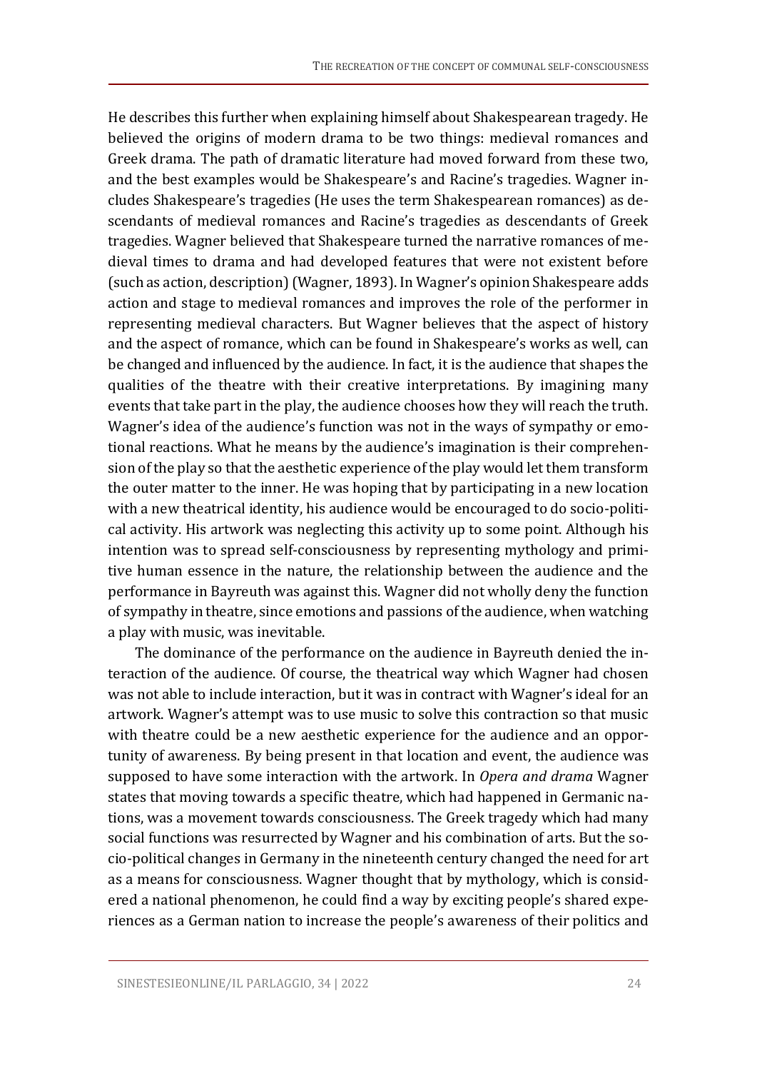He describes this further when explaining himself about Shakespearean tragedy. He believed the origins of modern drama to be two things: medieval romances and Greek drama. The path of dramatic literature had moved forward from these two, and the best examples would be Shakespeare's and Racine's tragedies. Wagner includes Shakespeare's tragedies (He uses the term Shakespearean romances) as descendants of medieval romances and Racine's tragedies as descendants of Greek tragedies. Wagner believed that Shakespeare turned the narrative romances of medieval times to drama and had developed features that were not existent before (such as action, description) (Wagner, 1893). In Wagner's opinion Shakespeare adds action and stage to medieval romances and improves the role of the performer in representing medieval characters. But Wagner believes that the aspect of history and the aspect of romance, which can be found in Shakespeare's works as well, can be changed and influenced by the audience. In fact, it is the audience that shapes the qualities of the theatre with their creative interpretations. By imagining many events that take part in the play, the audience chooses how they will reach the truth. Wagner's idea of the audience's function was not in the ways of sympathy or emotional reactions. What he means by the audience's imagination is their comprehension of the play so that the aesthetic experience of the play would let them transform the outer matter to the inner. He was hoping that by participating in a new location with a new theatrical identity, his audience would be encouraged to do socio-political activity. His artwork was neglecting this activity up to some point. Although his intention was to spread self-consciousness by representing mythology and primitive human essence in the nature, the relationship between the audience and the performance in Bayreuth was against this. Wagner did not wholly deny the function of sympathy in theatre, since emotions and passions of the audience, when watching a play with music, was inevitable.

The dominance of the performance on the audience in Bayreuth denied the interaction of the audience. Of course, the theatrical way which Wagner had chosen was not able to include interaction, but it was in contract with Wagner's ideal for an artwork. Wagner's attempt was to use music to solve this contraction so that music with theatre could be a new aesthetic experience for the audience and an opportunity of awareness. By being present in that location and event, the audience was supposed to have some interaction with the artwork. In *Opera and drama* Wagner states that moving towards a specific theatre, which had happened in Germanic nations, was a movement towards consciousness. The Greek tragedy which had many social functions was resurrected by Wagner and his combination of arts. But the socio-political changes in Germany in the nineteenth century changed the need for art as a means for consciousness. Wagner thought that by mythology, which is considered a national phenomenon, he could find a way by exciting people's shared experiences as a German nation to increase the people's awareness of their politics and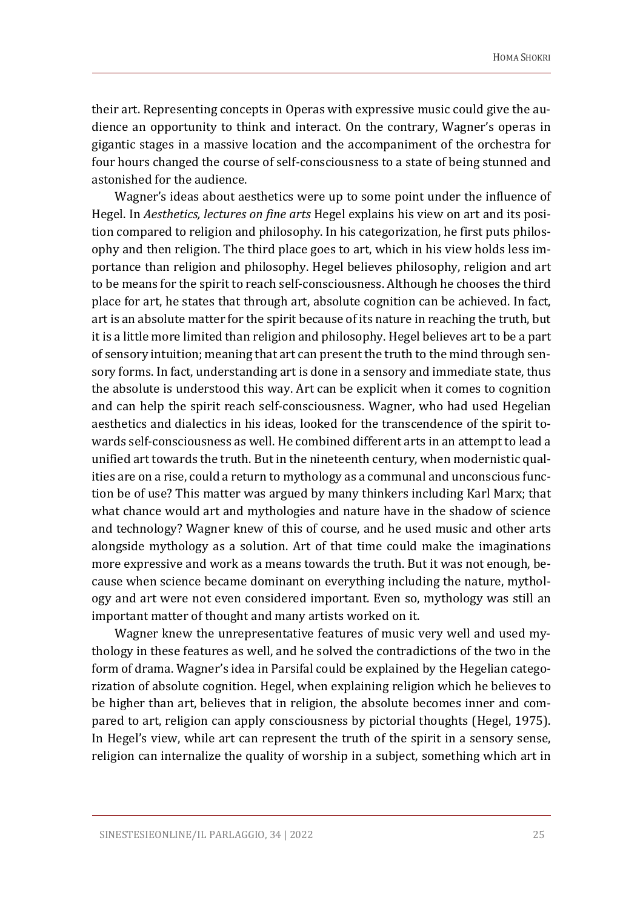their art. Representing concepts in Operas with expressive music could give the audience an opportunity to think and interact. On the contrary, Wagner's operas in gigantic stages in a massive location and the accompaniment of the orchestra for four hours changed the course of self-consciousness to a state of being stunned and astonished for the audience.

Wagner's ideas about aesthetics were up to some point under the influence of Hegel. In *Aesthetics, lectures on fine arts* Hegel explains his view on art and its position compared to religion and philosophy. In his categorization, he first puts philosophy and then religion. The third place goes to art, which in his view holds less importance than religion and philosophy. Hegel believes philosophy, religion and art to be means for the spirit to reach self-consciousness. Although he chooses the third place for art, he states that through art, absolute cognition can be achieved. In fact, art is an absolute matter for the spirit because of its nature in reaching the truth, but it is a little more limited than religion and philosophy. Hegel believes art to be a part of sensory intuition; meaning that art can present the truth to the mind through sensory forms. In fact, understanding art is done in a sensory and immediate state, thus the absolute is understood this way. Art can be explicit when it comes to cognition and can help the spirit reach self-consciousness. Wagner, who had used Hegelian aesthetics and dialectics in his ideas, looked for the transcendence of the spirit towards self-consciousness as well. He combined different arts in an attempt to lead a unified art towards the truth. But in the nineteenth century, when modernistic qualities are on a rise, could a return to mythology as a communal and unconscious function be of use? This matter was argued by many thinkers including Karl Marx; that what chance would art and mythologies and nature have in the shadow of science and technology? Wagner knew of this of course, and he used music and other arts alongside mythology as a solution. Art of that time could make the imaginations more expressive and work as a means towards the truth. But it was not enough, because when science became dominant on everything including the nature, mythology and art were not even considered important. Even so, mythology was still an important matter of thought and many artists worked on it.

Wagner knew the unrepresentative features of music very well and used mythology in these features as well, and he solved the contradictions of the two in the form of drama. Wagner's idea in Parsifal could be explained by the Hegelian categorization of absolute cognition. Hegel, when explaining religion which he believes to be higher than art, believes that in religion, the absolute becomes inner and compared to art, religion can apply consciousness by pictorial thoughts (Hegel, 1975). In Hegel's view, while art can represent the truth of the spirit in a sensory sense, religion can internalize the quality of worship in a subject, something which art in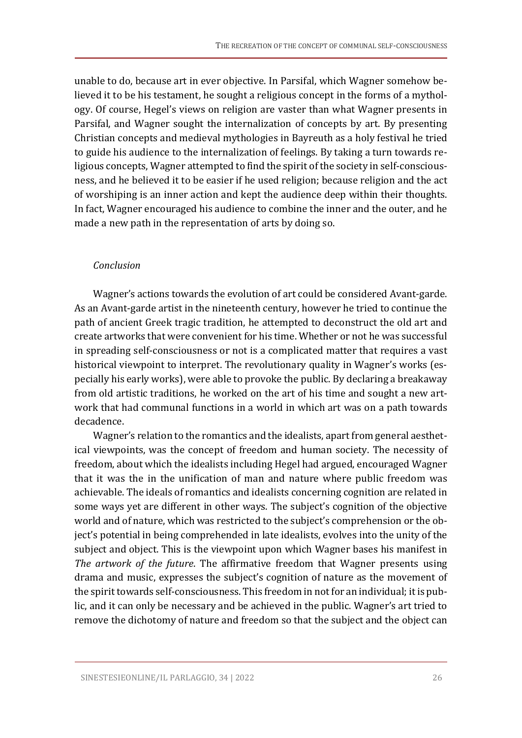unable to do, because art in ever objective. In Parsifal, which Wagner somehow believed it to be his testament, he sought a religious concept in the forms of a mythology. Of course, Hegel's views on religion are vaster than what Wagner presents in Parsifal, and Wagner sought the internalization of concepts by art. By presenting Christian concepts and medieval mythologies in Bayreuth as a holy festival he tried to guide his audience to the internalization of feelings. By taking a turn towards religious concepts, Wagner attempted to find the spirit of the society in self-consciousness, and he believed it to be easier if he used religion; because religion and the act of worshiping is an inner action and kept the audience deep within their thoughts. In fact, Wagner encouraged his audience to combine the inner and the outer, and he made a new path in the representation of arts by doing so.

*Conclusion*

Wagner's actions towards the evolution of art could be considered Avant-garde. As an Avant-garde artist in the nineteenth century, however he tried to continue the path of ancient Greek tragic tradition, he attempted to deconstruct the old art and create artworks that were convenient for his time. Whether or not he was successful in spreading self-consciousness or not is a complicated matter that requires a vast historical viewpoint to interpret. The revolutionary quality in Wagner's works (especially his early works), were able to provoke the public. By declaring a breakaway from old artistic traditions, he worked on the art of his time and sought a new artwork that had communal functions in a world in which art was on a path towards decadence.

Wagner's relation to the romantics and the idealists, apart from general aesthetical viewpoints, was the concept of freedom and human society. The necessity of freedom, about which the idealists including Hegel had argued, encouraged Wagner that it was the in the unification of man and nature where public freedom was achievable. The ideals of romantics and idealists concerning cognition are related in some ways yet are different in other ways. The subject's cognition of the objective world and of nature, which was restricted to the subject's comprehension or the object's potential in being comprehended in late idealists, evolves into the unity of the subject and object. This is the viewpoint upon which Wagner bases his manifest in *The artwork of the future*. The affirmative freedom that Wagner presents using drama and music, expresses the subject's cognition of nature as the movement of the spirit towards self-consciousness. This freedom in not for an individual; it is public, and it can only be necessary and be achieved in the public. Wagner's art tried to remove the dichotomy of nature and freedom so that the subject and the object can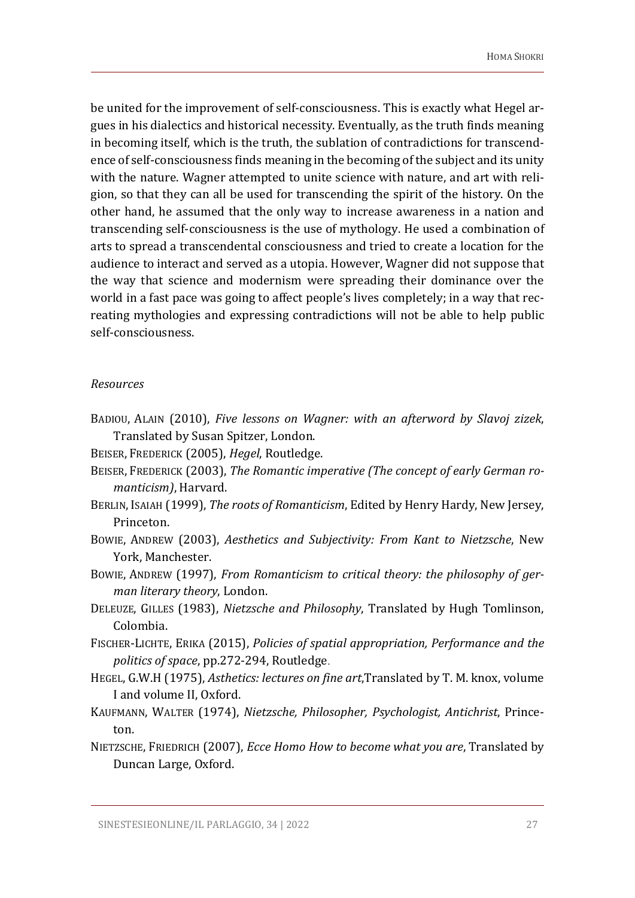be united for the improvement of self-consciousness. This is exactly what Hegel argues in his dialectics and historical necessity. Eventually, as the truth finds meaning in becoming itself, which is the truth, the sublation of contradictions for transcendence of self-consciousness finds meaning in the becoming of the subject and its unity with the nature. Wagner attempted to unite science with nature, and art with religion, so that they can all be used for transcending the spirit of the history. On the other hand, he assumed that the only way to increase awareness in a nation and transcending self-consciousness is the use of mythology. He used a combination of arts to spread a transcendental consciousness and tried to create a location for the audience to interact and served as a utopia. However, Wagner did not suppose that the way that science and modernism were spreading their dominance over the world in a fast pace was going to affect people's lives completely; in a way that recreating mythologies and expressing contradictions will not be able to help public self-consciousness.

*Resources*

BADIOU, ALAIN (2010), *Five lessons on Wagner: with an afterword by Slavoj zizek*, Translated by Susan Spitzer, London.

BEISER, FREDERICK (2005), *Hegel*, Routledge.

BEISER, FREDERICK (2003), *The Romantic imperative (The concept of early German romanticism)*, Harvard.

BERLIN, ISAIAH (1999), *The roots of Romanticism*, Edited by Henry Hardy, New Jersey, Princeton.

BOWIE, ANDREW (2003), *Aesthetics and Subjectivity: From Kant to Nietzsche*, New York, Manchester.

BOWIE, ANDREW (1997), *From Romanticism to critical theory: the philosophy of german literary theory*, London.

DELEUZE, GILLES (1983), *Nietzsche and Philosophy*, Translated by Hugh Tomlinson, Colombia.

FISCHER-LICHTE, ERIKA (2015), *Policies of spatial appropriation, Performance and the politics of space*, pp.272-294, Routledge.

HEGEL, G.W.H (1975), *Asthetics: lectures on fine art*,Translated by T. M. knox, volume I and volume II, Oxford.

KAUFMANN, WALTER (1974), *Nietzsche, Philosopher, Psychologist, Antichrist*, Princeton.

NIETZSCHE, FRIEDRICH (2007), *Ecce Homo How to become what you are*, Translated by Duncan Large, Oxford.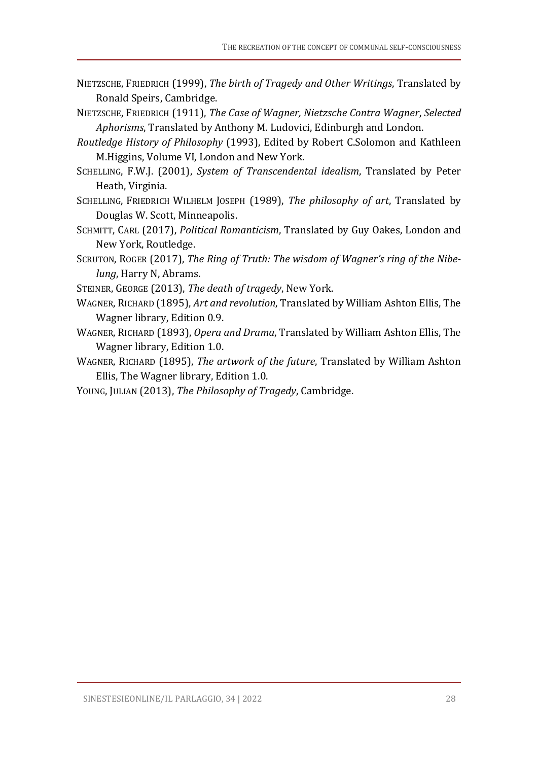NIETZSCHE, FRIEDRICH (1999), *The birth of Tragedy and Other Writings*, Translated by Ronald Speirs, Cambridge.

NIETZSCHE, FRIEDRICH (1911), *The Case of Wagner, Nietzsche Contra Wagner*, *Selected Aphorisms*, Translated by Anthony M. Ludovici, Edinburgh and London.

*Routledge History of Philosophy* (1993), Edited by Robert C.Solomon and Kathleen M.Higgins, Volume VI, London and New York.

SCHELLING, F.W.J. (2001), *System of Transcendental idealism*, Translated by Peter Heath, Virginia.

SCHELLING, FRIEDRICH WILHELM JOSEPH (1989), *The philosophy of art*, Translated by Douglas W. Scott, Minneapolis.

SCHMITT, CARL (2017), *Political Romanticism*, Translated by Guy Oakes, London and New York, Routledge.

SCRUTON, ROGER (2017), *The Ring of Truth: The wisdom of Wagner's ring of the Nibelung*, Harry N, Abrams.

STEINER, GEORGE (2013), *The death of tragedy*, New York.

WAGNER, RICHARD (1895), *Art and revolution*, Translated by William Ashton Ellis, The Wagner library, Edition 0.9.

WAGNER, RICHARD (1893), *Opera and Drama*, Translated by William Ashton Ellis, The Wagner library, Edition 1.0.

WAGNER, RICHARD (1895), *The artwork of the future*, Translated by William Ashton Ellis, The Wagner library, Edition 1.0.

YOUNG, JULIAN (2013), *The Philosophy of Tragedy*, Cambridge.